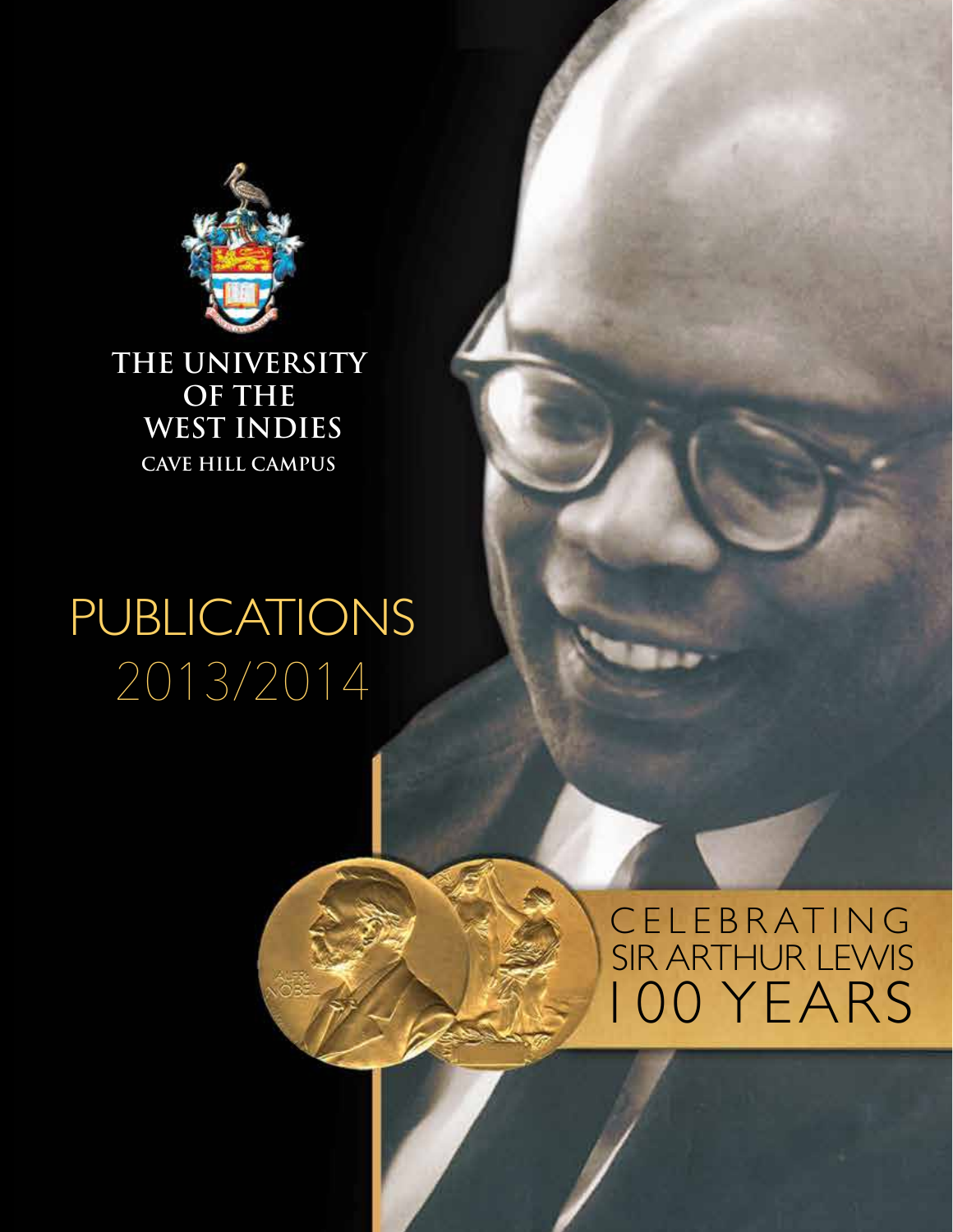THE UNIVERSITY OF THE WEST INDIES

CAVE HILL CAMPUS

# PUBLICATIONS 2013/2014

CELEBRATING SIR ARTHUR LEWIS 100 YEARS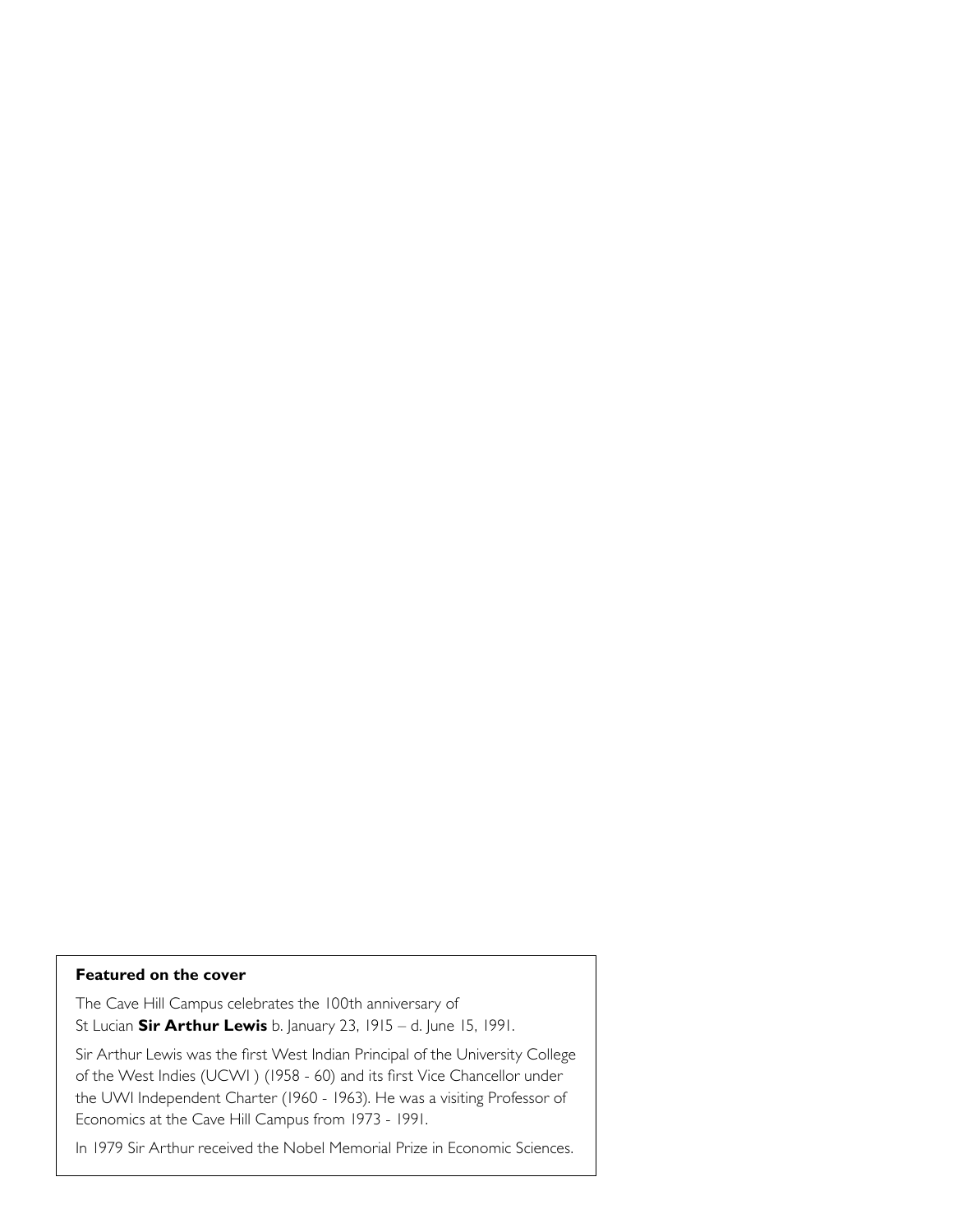**Featured on the cover**

The Cave Hill Campus celebrates the 100th anniversary of St Lucian **Sir Arthur Lewis** b. January 23, 1915 – d. June 15, 1991.

Sir Arthur Lewis was the first West Indian Principal of the University College of the West Indies (UCWI ) (1958 - 60) and its first Vice Chancellor under the UWI Independent Charter (1960 - 1963). He was a visiting Professor of Economics at the Cave Hill Campus from 1973 - 1991.

In 1979 Sir Arthur received the Nobel Memorial Prize in Economic Sciences.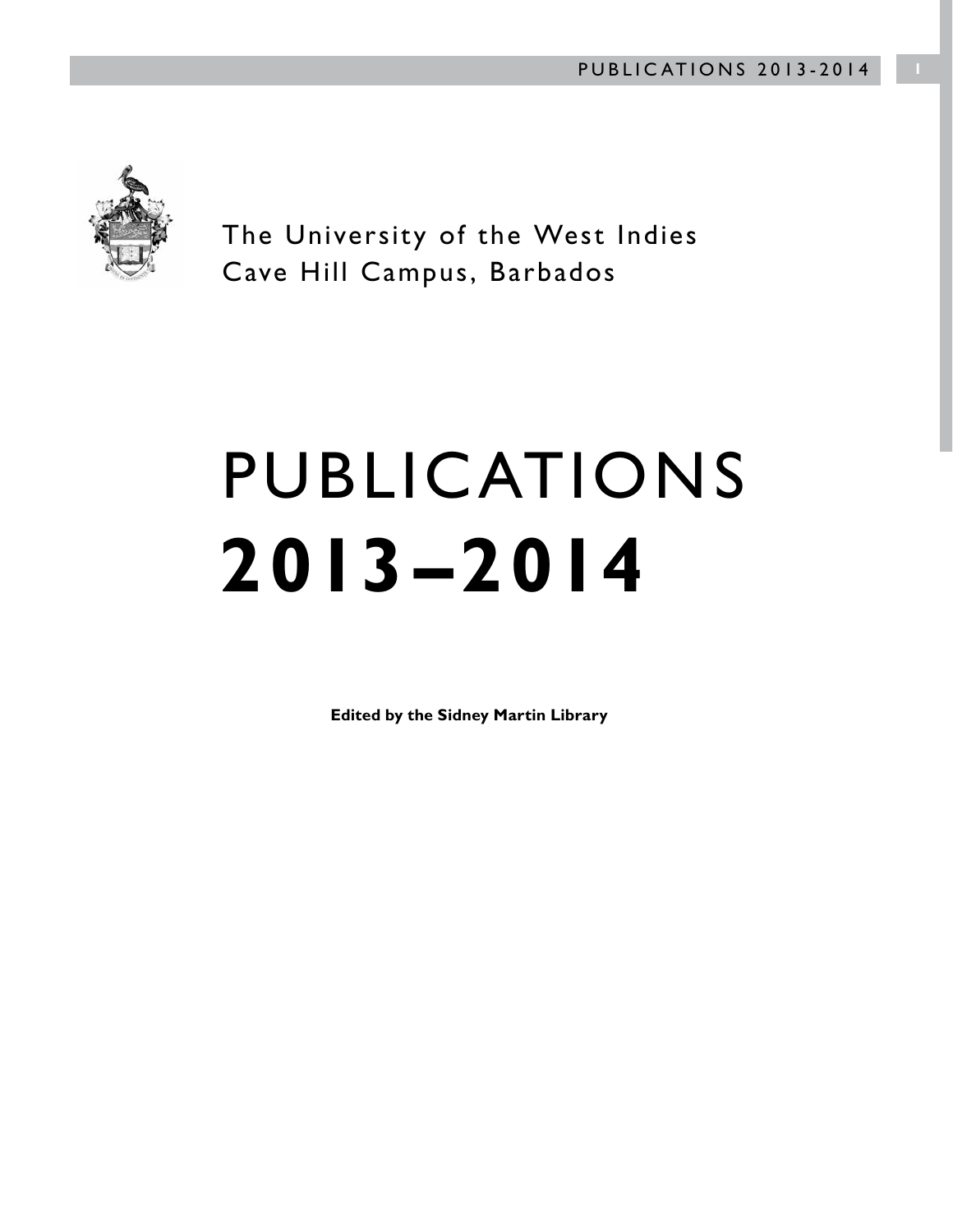The University of the West Indies
Cave Hill Campus, Barbados

# PUBLICATIONS
# **2013–2014**

**Edited by the Sidney Martin Library**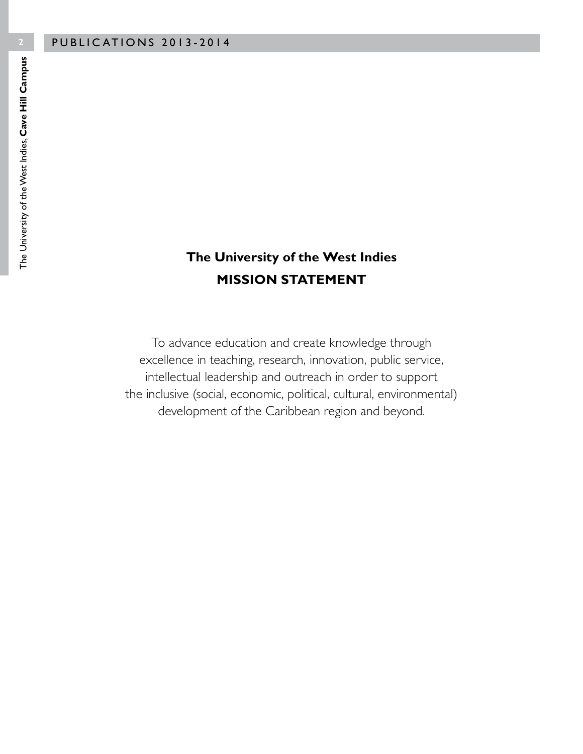## The University of the West Indies

## MISSION STATEMENT

To advance education and create knowledge through excellence in teaching, research, innovation, public service, intellectual leadership and outreach in order to support the inclusive (social, economic, political, cultural, environmental) development of the Caribbean region and beyond.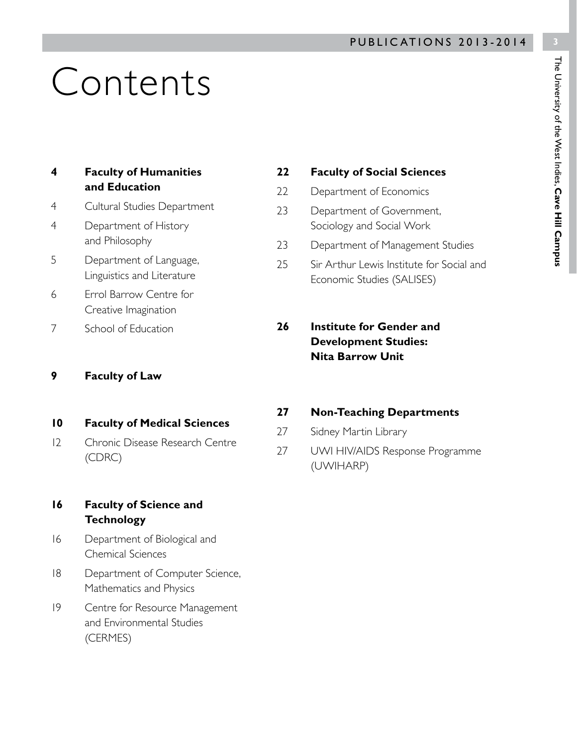# Contents

**4 Faculty of Humanities and Education**

4 Cultural Studies Department

4 Department of History and Philosophy

5 Department of Language, Linguistics and Literature

6 Errol Barrow Centre for Creative Imagination

7 School of Education

**9 Faculty of Law**

**10 Faculty of Medical Sciences**

12 Chronic Disease Research Centre (CDRC)

**16 Faculty of Science and Technology**

16 Department of Biological and Chemical Sciences

18 Department of Computer Science, Mathematics and Physics

19 Centre for Resource Management and Environmental Studies (CERMES)

**22 Faculty of Social Sciences**

22 Department of Economics

23 Department of Government, Sociology and Social Work

23 Department of Management Studies

25 Sir Arthur Lewis Institute for Social and Economic Studies (SALISES)

**26 Institute for Gender and Development Studies: Nita Barrow Unit**

**27 Non-Teaching Departments**

27 Sidney Martin Library

27 UWI HIV/AIDS Response Programme (UWIHARP)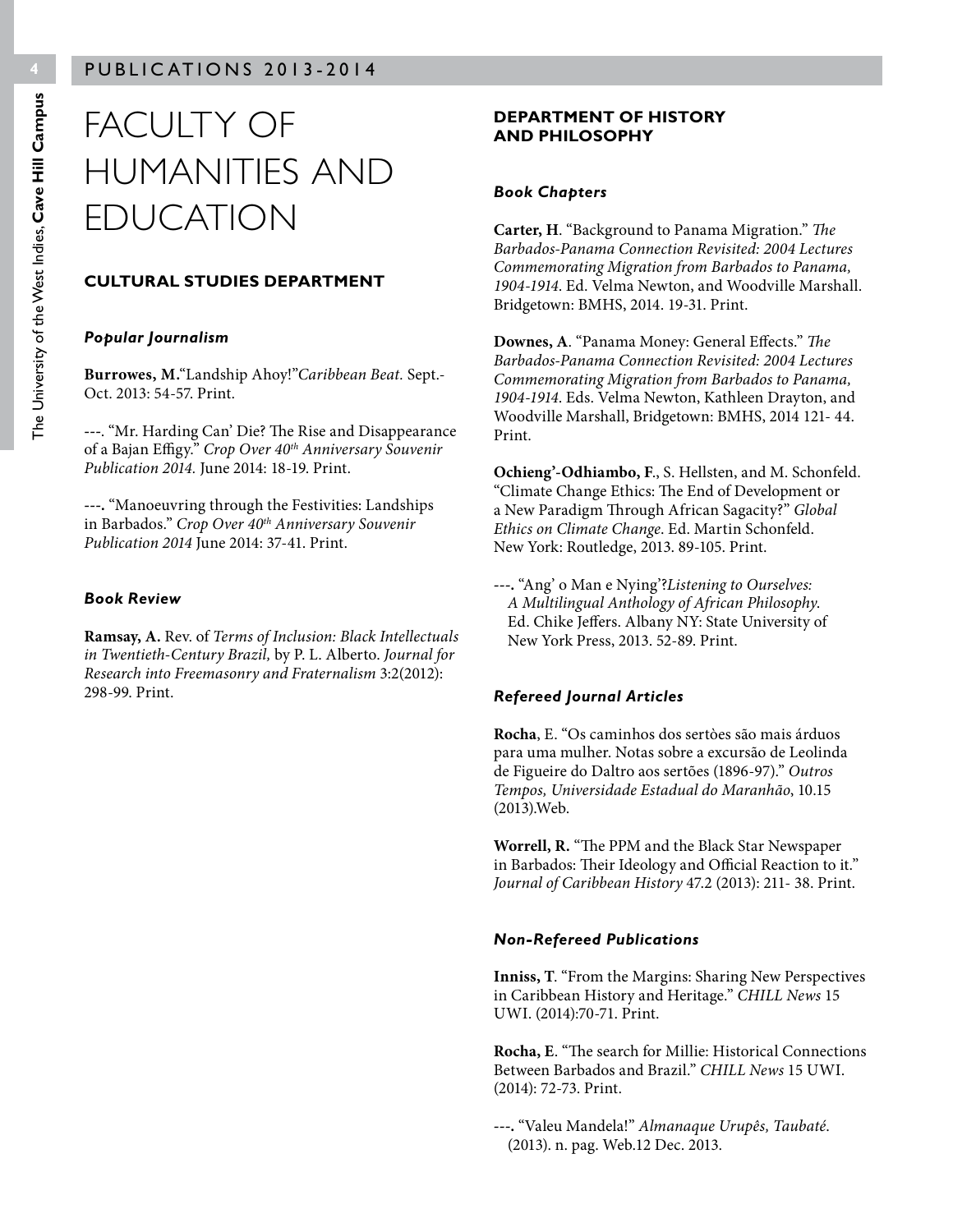# FACULTY OF HUMANITIES AND EDUCATION

## CULTURAL STUDIES DEPARTMENT

### *Popular Journalism*

**Burrowes, M.**"Landship Ahoy!"*Caribbean Beat.* Sept.-Oct. 2013: 54-57. Print.

---. "Mr. Harding Can' Die? The Rise and Disappearance of a Bajan Effigy." *Crop Over 40th Anniversary Souvenir Publication 2014.* June 2014: 18-19. Print.

---. "Manoeuvring through the Festivities: Landships in Barbados." *Crop Over 40th Anniversary Souvenir Publication 2014* June 2014: 37-41. Print.

### *Book Review*

**Ramsay, A.** Rev. of *Terms of Inclusion: Black Intellectuals in Twentieth-Century Brazil,* by P. L. Alberto. *Journal for Research into Freemasonry and Fraternalism* 3:2(2012): 298-99. Print.

## DEPARTMENT OF HISTORY AND PHILOSOPHY

### *Book Chapters*

**Carter, H**. "Background to Panama Migration." *The Barbados-Panama Connection Revisited: 2004 Lectures Commemorating Migration from Barbados to Panama, 1904-1914*. Ed. Velma Newton, and Woodville Marshall. Bridgetown: BMHS, 2014. 19-31. Print.

**Downes, A**. "Panama Money: General Effects." *The Barbados-Panama Connection Revisited: 2004 Lectures Commemorating Migration from Barbados to Panama, 1904-1914*. Eds. Velma Newton, Kathleen Drayton, and Woodville Marshall, Bridgetown: BMHS, 2014 121- 44. Print.

**Ochieng'-Odhiambo, F**., S. Hellsten, and M. Schonfeld. "Climate Change Ethics: The End of Development or a New Paradigm Through African Sagacity?" *Global Ethics on Climate Change*. Ed. Martin Schonfeld. New York: Routledge, 2013. 89-105. Print.

---. "Ang' o Man e Nying'?*Listening to Ourselves: A Multilingual Anthology of African Philosophy*. Ed. Chike Jeffers. Albany NY: State University of New York Press, 2013. 52-89. Print.

### *Refereed Journal Articles*

**Rocha**, E. "Os caminhos dos sertòes são mais árduos para uma mulher. Notas sobre a excursão de Leolinda de Figueire do Daltro aos sertões (1896-97)." *Outros Tempos, Universidade Estadual do Maranhão*, 10.15 (2013).Web.

**Worrell, R.** "The PPM and the Black Star Newspaper in Barbados: Their Ideology and Official Reaction to it." *Journal of Caribbean History* 47.2 (2013): 211- 38. Print.

### *Non-Refereed Publications*

**Inniss, T**. "From the Margins: Sharing New Perspectives in Caribbean History and Heritage." *CHILL News* 15 UWI. (2014):70-71. Print.

**Rocha, E**. "The search for Millie: Historical Connections Between Barbados and Brazil." *CHILL News* 15 UWI. (2014): 72-73. Print.

---. "Valeu Mandela!" *Almanaque Urupês, Taubaté.* (2013). n. pag. Web.12 Dec. 2013.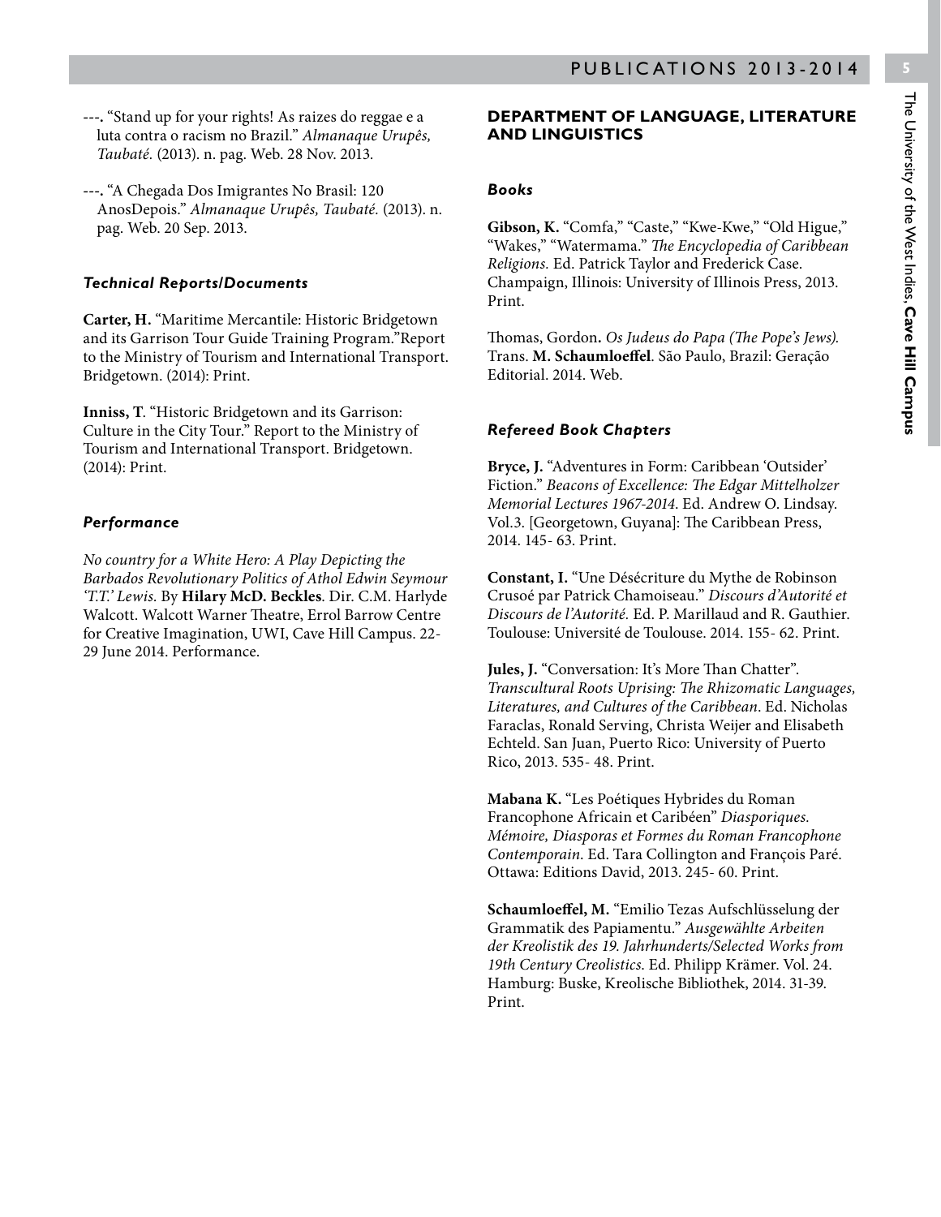---. "Stand up for your rights! As raizes do reggae e a luta contra o racism no Brazil." *Almanaque Urupês, Taubaté.* (2013). n. pag. Web. 28 Nov. 2013.

---. "A Chegada Dos Imigrantes No Brasil: 120 AnosDepois." *Almanaque Urupês, Taubaté.* (2013). n. pag. Web. 20 Sep. 2013.

### *Technical Reports/Documents*

**Carter, H.** "Maritime Mercantile: Historic Bridgetown and its Garrison Tour Guide Training Program."Report to the Ministry of Tourism and International Transport. Bridgetown. (2014): Print.

**Inniss, T**. "Historic Bridgetown and its Garrison: Culture in the City Tour." Report to the Ministry of Tourism and International Transport. Bridgetown. (2014): Print.

### *Performance*

*No country for a White Hero: A Play Depicting the Barbados Revolutionary Politics of Athol Edwin Seymour 'T.T.' Lewis.* By **Hilary McD. Beckles**. Dir. C.M. Harlyde Walcott. Walcott Warner Theatre, Errol Barrow Centre for Creative Imagination, UWI, Cave Hill Campus. 22-29 June 2014. Performance.

## DEPARTMENT OF LANGUAGE, LITERATURE AND LINGUISTICS

### *Books*

**Gibson, K.** "Comfa," "Caste," "Kwe-Kwe," "Old Higue," "Wakes," "Watermama." *The Encyclopedia of Caribbean Religions.* Ed. Patrick Taylor and Frederick Case. Champaign, Illinois: University of Illinois Press, 2013. Print.

Thomas, Gordon**.** *Os Judeus do Papa (The Pope's Jews).* Trans. **M. Schaumloeffel**. São Paulo, Brazil: Geração Editorial. 2014. Web.

### *Refereed Book Chapters*

**Bryce, J.** "Adventures in Form: Caribbean 'Outsider' Fiction." *Beacons of Excellence: The Edgar Mittelholzer Memorial Lectures 1967-2014*. Ed. Andrew O. Lindsay. Vol.3. [Georgetown, Guyana]: The Caribbean Press, 2014. 145- 63. Print.

**Constant, I.** "Une Désécriture du Mythe de Robinson Crusoé par Patrick Chamoiseau." *Discours d'Autorité et Discours de l'Autorité.* Ed. P. Marillaud and R. Gauthier. Toulouse: Université de Toulouse. 2014. 155- 62. Print.

**Jules, J.** "Conversation: It's More Than Chatter". *Transcultural Roots Uprising: The Rhizomatic Languages, Literatures, and Cultures of the Caribbean*. Ed. Nicholas Faraclas, Ronald Serving, Christa Weijer and Elisabeth Echteld. San Juan, Puerto Rico: University of Puerto Rico, 2013. 535- 48. Print.

**Mabana K.** "Les Poétiques Hybrides du Roman Francophone Africain et Caribéen" *Diasporiques. Mémoire, Diasporas et Formes du Roman Francophone Contemporain*. Ed. Tara Collington and François Paré. Ottawa: Editions David, 2013. 245- 60. Print.

**Schaumloeffel, M.** "Emilio Tezas Aufschlüsselung der Grammatik des Papiamentu." *Ausgewählte Arbeiten der Kreolistik des 19. Jahrhunderts/Selected Works from 19th Century Creolistics.* Ed. Philipp Krämer. Vol. 24. Hamburg: Buske, Kreolische Bibliothek, 2014. 31-39. Print.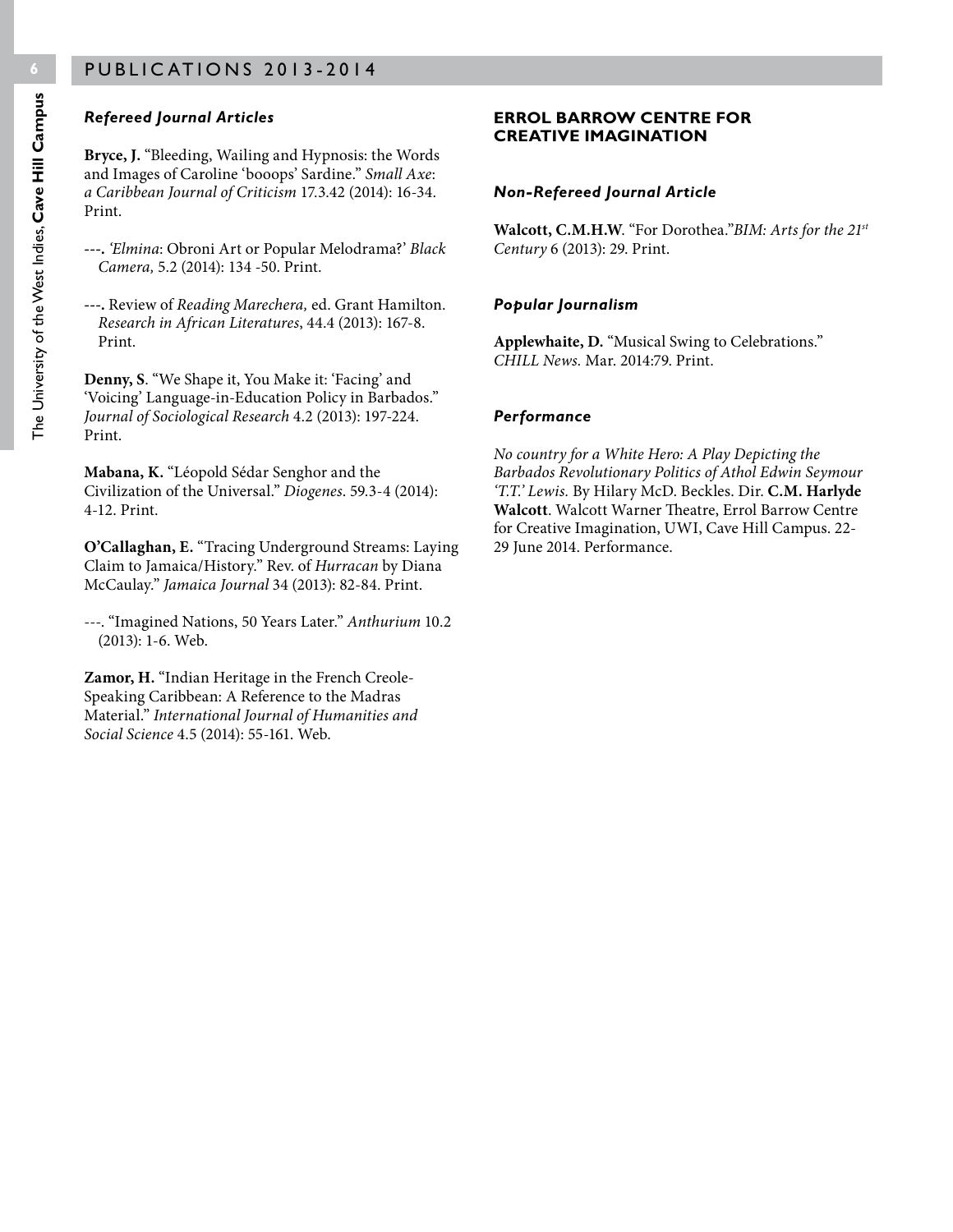### *Refereed Journal Articles*

**Bryce, J.** "Bleeding, Wailing and Hypnosis: the Words and Images of Caroline 'booops' Sardine." *Small Axe: a Caribbean Journal of Criticism* 17.3.42 (2014): 16-34. Print.

---. *'Elmina*: Obroni Art or Popular Melodrama?' *Black Camera,* 5.2 (2014): 134 -50. Print.

---. Review of *Reading Marechera,* ed. Grant Hamilton. *Research in African Literatures*, 44.4 (2013): 167-8. Print.

**Denny, S**. "We Shape it, You Make it: 'Facing' and 'Voicing' Language-in-Education Policy in Barbados." *Journal of Sociological Research* 4.2 (2013): 197-224. Print.

**Mabana, K.** "Léopold Sédar Senghor and the Civilization of the Universal." *Diogenes*. 59.3-4 (2014): 4-12. Print.

**O'Callaghan, E.** "Tracing Underground Streams: Laying Claim to Jamaica/History." Rev. of *Hurracan* by Diana McCaulay." *Jamaica Journal* 34 (2013): 82-84. Print.

---. "Imagined Nations, 50 Years Later." *Anthurium* 10.2 (2013): 1-6. Web.

**Zamor, H.** "Indian Heritage in the French Creole-Speaking Caribbean: A Reference to the Madras Material." *International Journal of Humanities and Social Science* 4.5 (2014): 55-161. Web.

## ERROL BARROW CENTRE FOR CREATIVE IMAGINATION

### *Non-Refereed Journal Article*

**Walcott, C.M.H.W**. "For Dorothea."*BIM: Arts for the 21st Century* 6 (2013): 29. Print.

### *Popular Journalism*

**Applewhaite, D.** "Musical Swing to Celebrations." *CHILL News.* Mar. 2014:79. Print.

### *Performance*

*No country for a White Hero: A Play Depicting the Barbados Revolutionary Politics of Athol Edwin Seymour 'T.T.' Lewis.* By Hilary McD. Beckles. Dir. **C.M. Harlyde Walcott**. Walcott Warner Theatre, Errol Barrow Centre for Creative Imagination, UWI, Cave Hill Campus. 22-29 June 2014. Performance.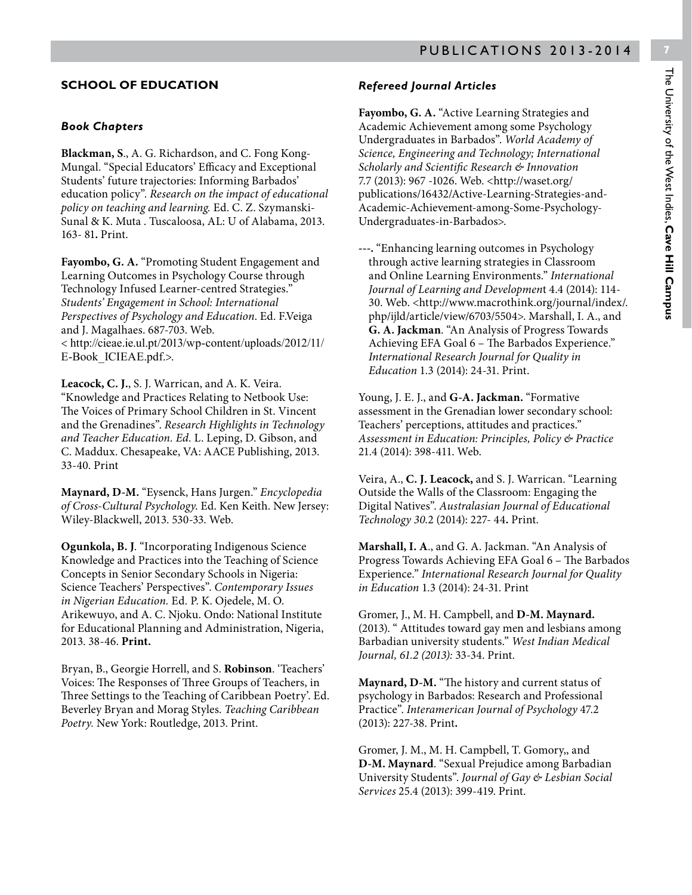## SCHOOL OF EDUCATION

### *Book Chapters*

**Blackman, S**., A. G. Richardson, and C. Fong Kong-Mungal. "Special Educators' Efficacy and Exceptional Students' future trajectories: Informing Barbados' education policy". *Research on the impact of educational policy on teaching and learning.* Ed. C. Z. Szymanski-Sunal & K. Muta . Tuscaloosa, AL: U of Alabama, 2013. 163- 81**.** Print.

**Fayombo, G. A.** "Promoting Student Engagement and Learning Outcomes in Psychology Course through Technology Infused Learner-centred Strategies." *Students' Engagement in School: International Perspectives of Psychology and Education*. Ed. F.Veiga and J. Magalhaes. 687-703. Web. < http://cieae.ie.ul.pt/2013/wp-content/uploads/2012/11/E-Book_ICIEAE.pdf.>.

**Leacock, C. J.**, S. J. Warrican, and A. K. Veira. "Knowledge and Practices Relating to Netbook Use: The Voices of Primary School Children in St. Vincent and the Grenadines". *Research Highlights in Technology and Teacher Education. Ed.* L. Leping, D. Gibson, and C. Maddux. Chesapeake, VA: AACE Publishing, 2013. 33-40. Print

**Maynard, D-M.** "Eysenck, Hans Jurgen." *Encyclopedia of Cross-Cultural Psychology.* Ed. Ken Keith. New Jersey: Wiley-Blackwell, 2013. 530-33. Web.

**Ogunkola, B. J**. "Incorporating Indigenous Science Knowledge and Practices into the Teaching of Science Concepts in Senior Secondary Schools in Nigeria: Science Teachers' Perspectives". *Contemporary Issues in Nigerian Education.* Ed. P. K. Ojedele, M. O. Arikewuyo, and A. C. Njoku. Ondo: National Institute for Educational Planning and Administration, Nigeria, 2013. 38-46. **Print.**

Bryan, B., Georgie Horrell, and S. **Robinson**. 'Teachers' Voices: The Responses of Three Groups of Teachers, in Three Settings to the Teaching of Caribbean Poetry'. Ed. Beverley Bryan and Morag Styles. *Teaching Caribbean Poetry.* New York: Routledge, 2013. Print.

### *Refereed Journal Articles*

**Fayombo, G. A.** "Active Learning Strategies and Academic Achievement among some Psychology Undergraduates in Barbados". *World Academy of Science, Engineering and Technology; International Scholarly and Scientific Research & Innovation* 7.7 (2013): 967 -1026. Web. <http://waset.org/publications/16432/Active-Learning-Strategies-and-Academic-Achievement-among-Some-Psychology-Undergraduates-in-Barbados>.

---**.** "Enhancing learning outcomes in Psychology through active learning strategies in Classroom and Online Learning Environments." *International Journal of Learning and Development* 4.4 (2014): 114-30. Web. <http://www.macrothink.org/journal/index/.php/ijld/article/view/6703/5504>. Marshall, I. A., and **G. A. Jackman**. "An Analysis of Progress Towards Achieving EFA Goal 6 – The Barbados Experience." *International Research Journal for Quality in Education* 1.3 (2014): 24-31. Print.

Young, J. E. J., and **G-A. Jackman.** "Formative assessment in the Grenadian lower secondary school: Teachers' perceptions, attitudes and practices." *Assessment in Education: Principles, Policy & Practice* 21.4 (2014): 398-411. Web.

Veira, A., **C. J. Leacock,** and S. J. Warrican. "Learning Outside the Walls of the Classroom: Engaging the Digital Natives". *Australasian Journal of Educational Technology 30.*2 (2014): 227- 44**.** Print.

**Marshall, I. A**., and G. A. Jackman. "An Analysis of Progress Towards Achieving EFA Goal 6 – The Barbados Experience." *International Research Journal for Quality in Education* 1.3 (2014): 24-31. Print

Gromer, J., M. H. Campbell, and **D-M. Maynard.** (2013). " Attitudes toward gay men and lesbians among Barbadian university students." *West Indian Medical Journal, 61.2 (2013):* 33-34. Print.

**Maynard, D-M.** "The history and current status of psychology in Barbados: Research and Professional Practice". *Interamerican Journal of Psychology* 47.2 (2013): 227-38. Print**.**

Gromer, J. M., M. H. Campbell, T. Gomory,, and **D-M. Maynard**. "Sexual Prejudice among Barbadian University Students". *Journal of Gay & Lesbian Social Services* 25.4 (2013): 399-419. Print.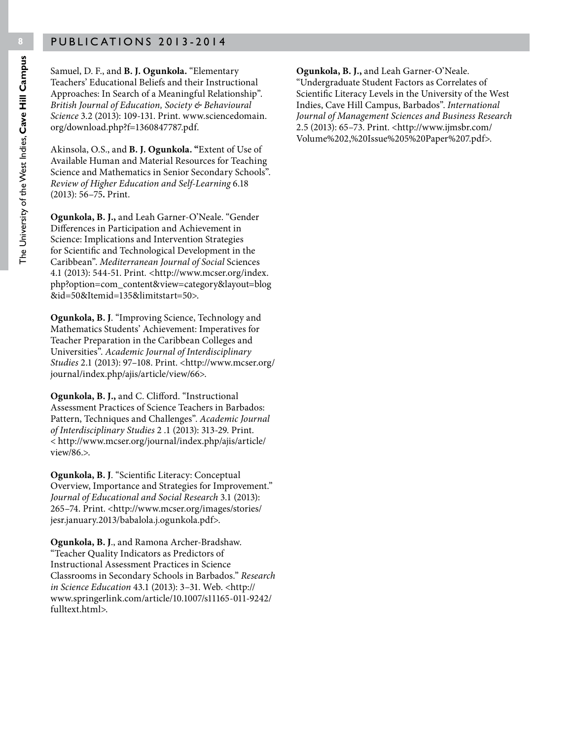Samuel, D. F., and **B. J. Ogunkola.** "Elementary Teachers' Educational Beliefs and their Instructional Approaches: In Search of a Meaningful Relationship". *British Journal of Education, Society & Behavioural Science* 3.2 (2013): 109-131. Print. www.sciencedomain.org/download.php?f=1360847787.pdf.

Akinsola, O.S., and **B. J. Ogunkola. "**Extent of Use of Available Human and Material Resources for Teaching Science and Mathematics in Senior Secondary Schools". *Review of Higher Education and Self-Learning* 6.18 (2013): 56–75**.** Print.

**Ogunkola, B. J.,** and Leah Garner-O'Neale. "Gender Differences in Participation and Achievement in Science: Implications and Intervention Strategies for Scientific and Technological Development in the Caribbean". *Mediterranean Journal of Social* Sciences 4.1 (2013): 544-51. Print. <http://www.mcser.org/index.php?option=com_content&view=category&layout=blog&id=50&Itemid=135&limitstart=50>.

**Ogunkola, B. J**. "Improving Science, Technology and Mathematics Students' Achievement: Imperatives for Teacher Preparation in the Caribbean Colleges and Universities". *Academic Journal of Interdisciplinary Studies* 2.1 (2013): 97–108. Print. <http://www.mcser.org/journal/index.php/ajis/article/view/66>.

**Ogunkola, B. J.,** and C. Clifford. "Instructional Assessment Practices of Science Teachers in Barbados: Pattern, Techniques and Challenges". *Academic Journal of Interdisciplinary Studies* 2 .1 (2013): 313-29. Print. < http://www.mcser.org/journal/index.php/ajis/article/view/86.>.

**Ogunkola, B. J**. "Scientific Literacy: Conceptual Overview, Importance and Strategies for Improvement." *Journal of Educational and Social Research* 3.1 (2013): 265–74. Print. <http://www.mcser.org/images/stories/jesr.january.2013/babalola.j.ogunkola.pdf>.

**Ogunkola, B. J**., and Ramona Archer-Bradshaw. "Teacher Quality Indicators as Predictors of Instructional Assessment Practices in Science Classrooms in Secondary Schools in Barbados." *Research in Science Education* 43.1 (2013): 3–31. Web. <http://www.springerlink.com/article/10.1007/s11165-011-9242/fulltext.html>.

**Ogunkola, B. J.,** and Leah Garner-O'Neale. "Undergraduate Student Factors as Correlates of Scientific Literacy Levels in the University of the West Indies, Cave Hill Campus, Barbados". *International Journal of Management Sciences and Business Research* 2.5 (2013): 65–73. Print. <http://www.ijmsbr.com/Volume%202,%20Issue%205%20Paper%207.pdf>.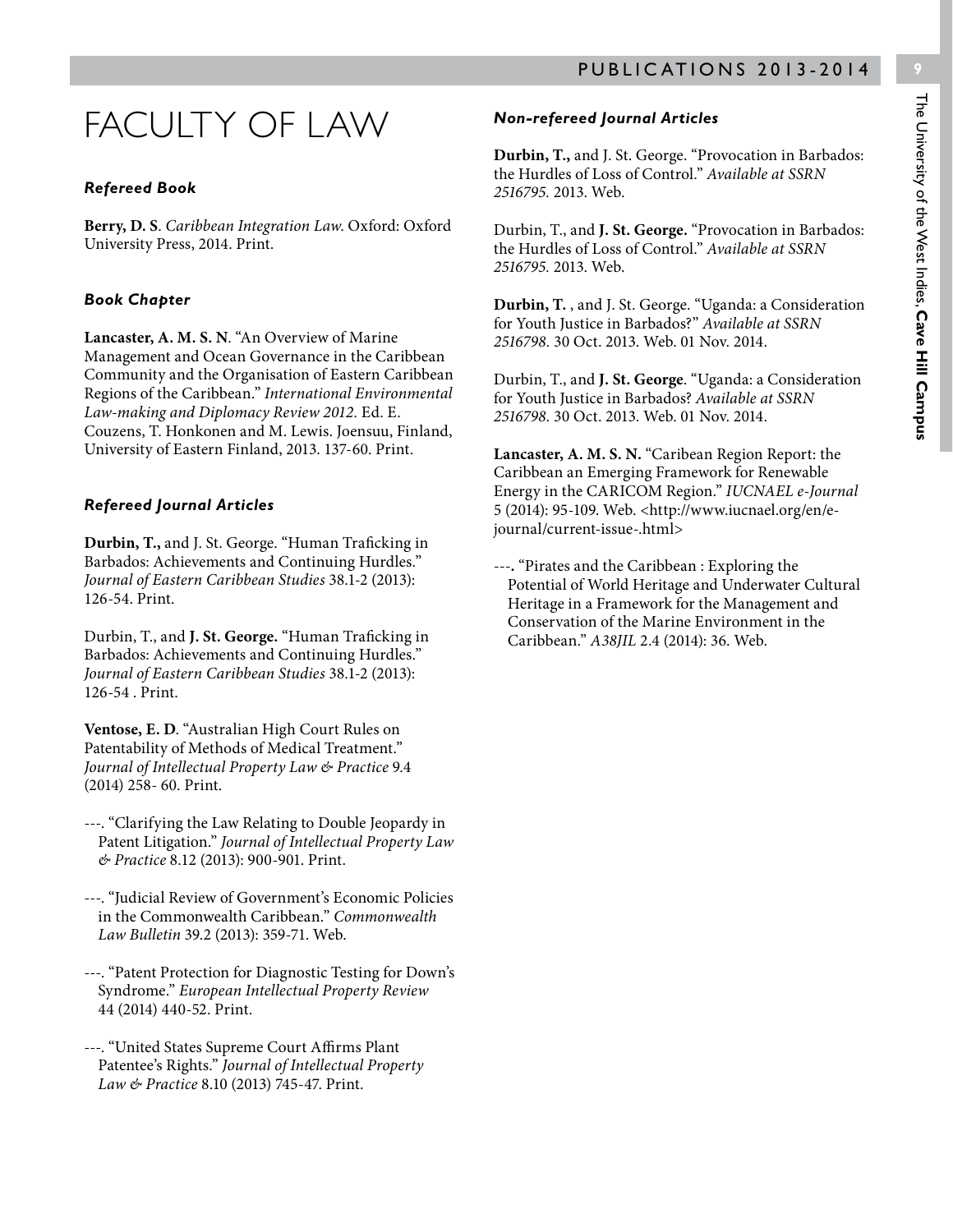# FACULTY OF LAW

### *Refereed Book*

**Berry, D. S**. *Caribbean Integration Law*. Oxford: Oxford University Press, 2014. Print.

### *Book Chapter*

**Lancaster, A. M. S. N**. "An Overview of Marine Management and Ocean Governance in the Caribbean Community and the Organisation of Eastern Caribbean Regions of the Caribbean." *International Environmental Law-making and Diplomacy Review 2012.* Ed. E. Couzens, T. Honkonen and M. Lewis. Joensuu, Finland, University of Eastern Finland, 2013. 137-60. Print.

### *Refereed Journal Articles*

**Durbin, T.,** and J. St. George. "Human Traficking in Barbados: Achievements and Continuing Hurdles." *Journal of Eastern Caribbean Studies* 38.1-2 (2013): 126-54. Print.

Durbin, T., and **J. St. George.** "Human Traficking in Barbados: Achievements and Continuing Hurdles." *Journal of Eastern Caribbean Studies* 38.1-2 (2013): 126-54 . Print.

**Ventose, E. D**. "Australian High Court Rules on Patentability of Methods of Medical Treatment." *Journal of Intellectual Property Law & Practice* 9.4 (2014) 258- 60. Print.

---. "Clarifying the Law Relating to Double Jeopardy in Patent Litigation." *Journal of Intellectual Property Law & Practice* 8.12 (2013): 900-901. Print.

---. "Judicial Review of Government's Economic Policies in the Commonwealth Caribbean." *Commonwealth Law Bulletin* 39.2 (2013): 359-71. Web.

---. "Patent Protection for Diagnostic Testing for Down's Syndrome." *European Intellectual Property Review* 44 (2014) 440-52. Print.

---. "United States Supreme Court Affirms Plant Patentee's Rights." *Journal of Intellectual Property Law & Practice* 8.10 (2013) 745-47. Print.

### *Non-refereed Journal Articles*

**Durbin, T.,** and J. St. George. "Provocation in Barbados: the Hurdles of Loss of Control." *Available at SSRN 2516795.* 2013. Web.

Durbin, T., and **J. St. George.** "Provocation in Barbados: the Hurdles of Loss of Control." *Available at SSRN 2516795.* 2013. Web.

**Durbin, T.** , and J. St. George. "Uganda: a Consideration for Youth Justice in Barbados?" *Available at SSRN 2516798.* 30 Oct. 2013. Web. 01 Nov. 2014.

Durbin, T., and **J. St. George**. "Uganda: a Consideration for Youth Justice in Barbados? *Available at SSRN 2516798.* 30 Oct. 2013. Web. 01 Nov. 2014.

**Lancaster, A. M. S. N.** "Caribean Region Report: the Caribbean an Emerging Framework for Renewable Energy in the CARICOM Region." *IUCNAEL e-Journal* 5 (2014): 95-109. Web. <http://www.iucnael.org/en/e-journal/current-issue-.html>

---**.** "Pirates and the Caribbean : Exploring the Potential of World Heritage and Underwater Cultural Heritage in a Framework for the Management and Conservation of the Marine Environment in the Caribbean." *A38JIL* 2.4 (2014): 36. Web.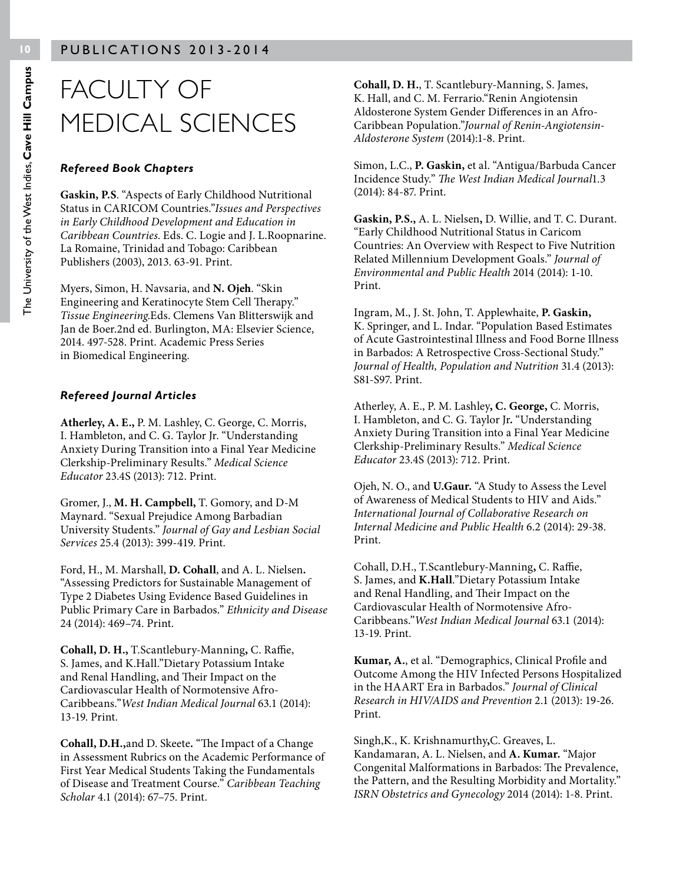# FACULTY OF MEDICAL SCIENCES

### *Refereed Book Chapters*

**Gaskin, P.S**. "Aspects of Early Childhood Nutritional Status in CARICOM Countries."*Issues and Perspectives in Early Childhood Development and Education in Caribbean Countries*. Eds. C. Logie and J. L.Roopnarine. La Romaine, Trinidad and Tobago: Caribbean Publishers (2003), 2013. 63-91. Print.

Myers, Simon, H. Navsaria, and **N. Ojeh**. "Skin Engineering and Keratinocyte Stem Cell Therapy." *Tissue Engineering.*Eds. Clemens Van Blitterswijk and Jan de Boer.2nd ed. Burlington, MA: Elsevier Science, 2014. 497-528. Print. Academic Press Series in Biomedical Engineering.

### *Refereed Journal Articles*

**Atherley, A. E.,** P. M. Lashley, C. George, C. Morris, I. Hambleton, and C. G. Taylor Jr. "Understanding Anxiety During Transition into a Final Year Medicine Clerkship-Preliminary Results." *Medical Science Educator* 23.4S (2013): 712. Print.

Gromer, J., **M. H. Campbell,** T. Gomory, and D-M Maynard. "Sexual Prejudice Among Barbadian University Students." *Journal of Gay and Lesbian Social Services* 25.4 (2013): 399-419. Print.

Ford, H., M. Marshall, **D. Cohall**, and A. L. Nielsen**.** "Assessing Predictors for Sustainable Management of Type 2 Diabetes Using Evidence Based Guidelines in Public Primary Care in Barbados." *Ethnicity and Disease* 24 (2014): 469–74. Print.

**Cohall, D. H.,** T.Scantlebury-Manning**,** C. Raffie, S. James, and K.Hall."Dietary Potassium Intake and Renal Handling, and Their Impact on the Cardiovascular Health of Normotensive Afro-Caribbeans."*West Indian Medical Journal* 63.1 (2014): 13-19. Print.

**Cohall, D.H.,**and D. Skeete**.** "The Impact of a Change in Assessment Rubrics on the Academic Performance of First Year Medical Students Taking the Fundamentals of Disease and Treatment Course." *Caribbean Teaching Scholar* 4.1 (2014): 67–75. Print.

**Cohall, D. H.**, T. Scantlebury-Manning, S. James, K. Hall, and C. M. Ferrario."Renin Angiotensin Aldosterone System Gender Differences in an Afro-Caribbean Population."*Journal of Renin-Angiotensin-Aldosterone System* (2014):1-8. Print.

Simon, L.C., **P. Gaskin,** et al. "Antigua/Barbuda Cancer Incidence Study." *The West Indian Medical Journal*1.3 (2014): 84-87. Print.

**Gaskin, P.S.,** A. L. Nielsen**,** D. Willie, and T. C. Durant. "Early Childhood Nutritional Status in Caricom Countries: An Overview with Respect to Five Nutrition Related Millennium Development Goals." *Journal of Environmental and Public Health* 2014 (2014): 1-10. Print.

Ingram, M., J. St. John, T. Applewhaite, **P. Gaskin,** K. Springer, and L. Indar. "Population Based Estimates of Acute Gastrointestinal Illness and Food Borne Illness in Barbados: A Retrospective Cross-Sectional Study." *Journal of Health, Population and Nutrition* 31.4 (2013): S81-S97. Print.

Atherley, A. E., P. M. Lashley**, C. George,** C. Morris, I. Hambleton, and C. G. Taylor Jr**.** "Understanding Anxiety During Transition into a Final Year Medicine Clerkship-Preliminary Results." *Medical Science Educator* 23.4S (2013): 712. Print.

Ojeh, N. O., and **U.Gaur.** "A Study to Assess the Level of Awareness of Medical Students to HIV and Aids." *International Journal of Collaborative Research on Internal Medicine and Public Health* 6.2 (2014): 29-38. Print.

Cohall, D.H., T.Scantlebury-Manning**,** C. Raffie, S. James, and **K.Hall**."Dietary Potassium Intake and Renal Handling, and Their Impact on the Cardiovascular Health of Normotensive Afro-Caribbeans."*West Indian Medical Journal* 63.1 (2014): 13-19. Print.

**Kumar, A.**, et al. "Demographics, Clinical Profile and Outcome Among the HIV Infected Persons Hospitalized in the HAART Era in Barbados." *Journal of Clinical Research in HIV/AIDS and Prevention* 2.1 (2013): 19-26. Print.

Singh,K., K. Krishnamurthy**,**C. Greaves, L. Kandamaran, A. L. Nielsen, and **A. Kumar.** "Major Congenital Malformations in Barbados: The Prevalence, the Pattern, and the Resulting Morbidity and Mortality." *ISRN Obstetrics and Gynecology* 2014 (2014): 1-8. Print.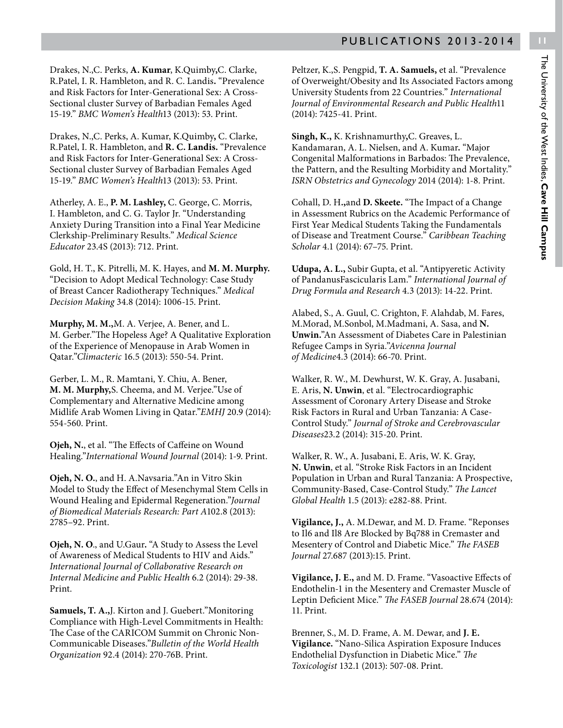Drakes, N.,C. Perks, **A. Kumar**, K.Quimby**,**C. Clarke, R.Patel, I. R. Hambleton, and R. C. Landis**.** "Prevalence and Risk Factors for Inter-Generational Sex: A Cross-Sectional cluster Survey of Barbadian Females Aged 15-19." *BMC Women's Health*13 (2013): 53. Print.

Drakes, N.,C. Perks, A. Kumar, K.Quimby**,** C. Clarke, R.Patel, I. R. Hambleton, and **R. C. Landis.** "Prevalence and Risk Factors for Inter-Generational Sex: A Cross-Sectional cluster Survey of Barbadian Females Aged 15-19." *BMC Women's Health*13 (2013): 53. Print.

Atherley, A. E., **P. M. Lashley,** C. George, C. Morris, I. Hambleton, and C. G. Taylor Jr. "Understanding Anxiety During Transition into a Final Year Medicine Clerkship-Preliminary Results." *Medical Science Educator* 23.4S (2013): 712. Print.

Gold, H. T., K. Pitrelli, M. K. Hayes, and **M. M. Murphy.** "Decision to Adopt Medical Technology: Case Study of Breast Cancer Radiotherapy Techniques." *Medical Decision Making* 34.8 (2014): 1006-15. Print.

**Murphy, M. M.,**M. A. Verjee, A. Bener, and L. M. Gerber."The Hopeless Age? A Qualitative Exploration of the Experience of Menopause in Arab Women in Qatar."*Climacteric* 16.5 (2013): 550-54. Print.

Gerber, L. M., R. Mamtani, Y. Chiu, A. Bener, **M. M. Murphy,**S. Cheema, and M. Verjee."Use of Complementary and Alternative Medicine among Midlife Arab Women Living in Qatar."*EMHJ* 20.9 (2014): 554-560. Print.

**Ojeh, N.**, et al. "The Effects of Caffeine on Wound Healing."*International Wound Journal* (2014): 1-9. Print.

**Ojeh, N. O.**, and H. A.Navsaria."An in Vitro Skin Model to Study the Effect of Mesenchymal Stem Cells in Wound Healing and Epidermal Regeneration."*Journal of Biomedical Materials Research: Part A*102.8 (2013): 2785–92. Print.

**Ojeh, N. O**., and U.Gaur**.** "A Study to Assess the Level of Awareness of Medical Students to HIV and Aids." *International Journal of Collaborative Research on Internal Medicine and Public Health* 6.2 (2014): 29-38. Print.

**Samuels, T. A.,**J. Kirton and J. Guebert."Monitoring Compliance with High-Level Commitments in Health: The Case of the CARICOM Summit on Chronic Non-Communicable Diseases."*Bulletin of the World Health Organization* 92.4 (2014): 270-76B. Print.

Peltzer, K.,S. Pengpid, **T. A. Samuels,** et al. "Prevalence of Overweight/Obesity and Its Associated Factors among University Students from 22 Countries." *International Journal of Environmental Research and Public Health*11 (2014): 7425-41. Print.

**Singh, K.,** K. Krishnamurthy**,**C. Greaves, L. Kandamaran, A. L. Nielsen, and A. Kumar**.** "Major Congenital Malformations in Barbados: The Prevalence, the Pattern, and the Resulting Morbidity and Mortality." *ISRN Obstetrics and Gynecology* 2014 (2014): 1-8. Print.

Cohall, D. H**.,**and **D. Skeete.** "The Impact of a Change in Assessment Rubrics on the Academic Performance of First Year Medical Students Taking the Fundamentals of Disease and Treatment Course." *Caribbean Teaching Scholar* 4.1 (2014): 67–75. Print.

**Udupa, A. L.,** Subir Gupta, et al. "Antipyeretic Activity of PandanusFascicularis Lam." *International Journal of Drug Formula and Research* 4.3 (2013): 14-22. Print.

Alabed, S., A. Guul, C. Crighton, F. Alahdab, M. Fares, M.Morad, M.Sonbol, M.Madmani, A. Sasa, and **N. Unwin.**"An Assessment of Diabetes Care in Palestinian Refugee Camps in Syria."*Avicenna Journal of Medicine*4.3 (2014): 66-70. Print.

Walker, R. W., M. Dewhurst, W. K. Gray, A. Jusabani, E. Aris, **N. Unwin**, et al. "Electrocardiographic Assessment of Coronary Artery Disease and Stroke Risk Factors in Rural and Urban Tanzania: A Case-Control Study." *Journal of Stroke and Cerebrovascular Diseases*23.2 (2014): 315-20. Print.

Walker, R. W., A. Jusabani, E. Aris, W. K. Gray, **N. Unwin**, et al. "Stroke Risk Factors in an Incident Population in Urban and Rural Tanzania: A Prospective, Community-Based, Case-Control Study." *The Lancet Global Health* 1.5 (2013): e282-88. Print.

**Vigilance, J.,** A. M.Dewar, and M. D. Frame. "Reponses to Il6 and Il8 Are Blocked by Bq788 in Cremaster and Mesentery of Control and Diabetic Mice." *The FASEB Journal* 27.687 (2013):15. Print.

**Vigilance, J. E.,** and M. D. Frame. "Vasoactive Effects of Endothelin-1 in the Mesentery and Cremaster Muscle of Leptin Deficient Mice." *The FASEB Journal* 28.674 (2014): 11. Print.

Brenner, S., M. D. Frame, A. M. Dewar, and **J. E. Vigilance.** "Nano-Silica Aspiration Exposure Induces Endothelial Dysfunction in Diabetic Mice." *The Toxicologist* 132.1 (2013): 507-08. Print.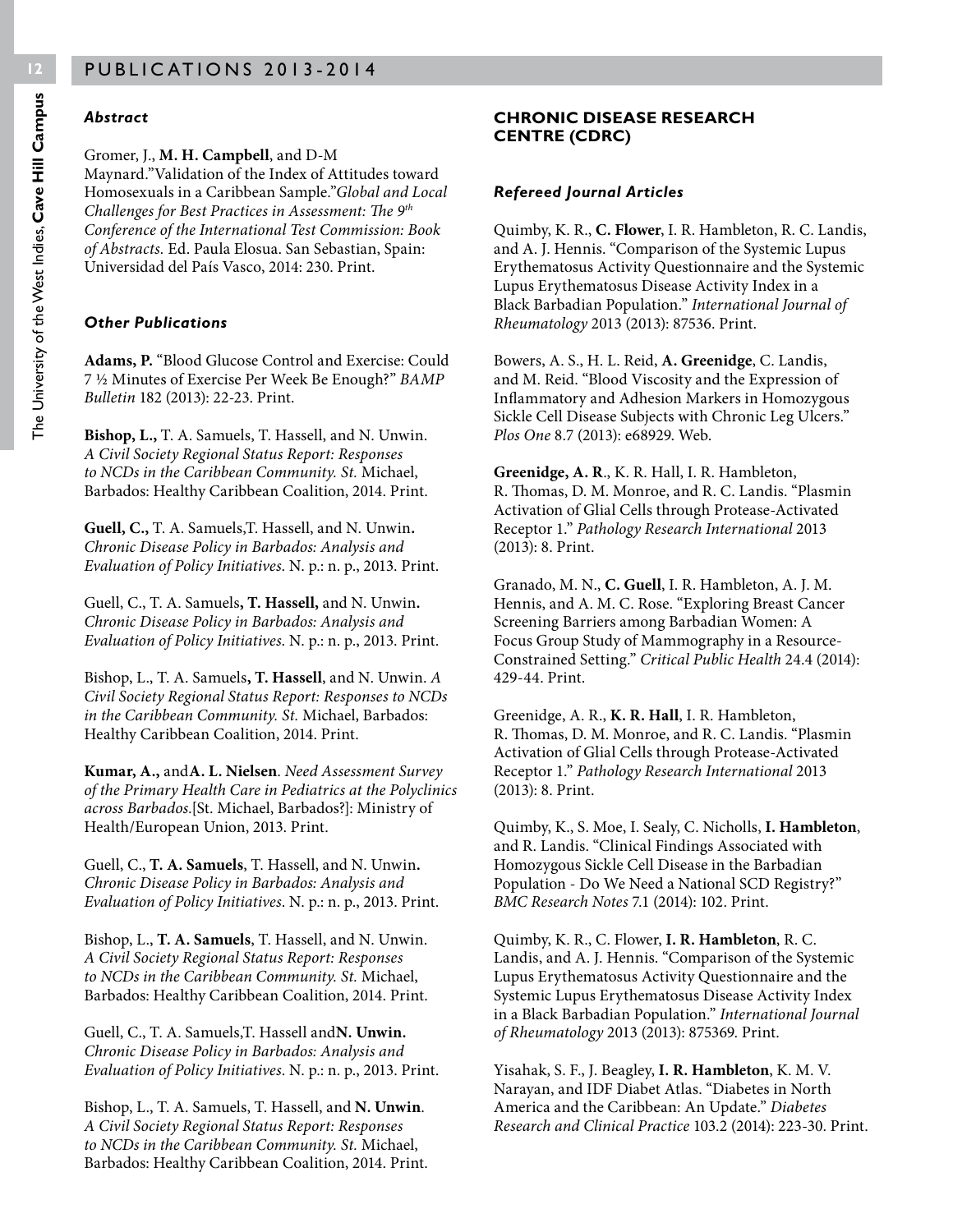### *Abstract*

Gromer, J., **M. H. Campbell**, and D-M Maynard."Validation of the Index of Attitudes toward Homosexuals in a Caribbean Sample."*Global and Local Challenges for Best Practices in Assessment: The 9th Conference of the International Test Commission: Book of Abstracts.* Ed. Paula Elosua. San Sebastian, Spain: Universidad del País Vasco, 2014: 230. Print.

### *Other Publications*

**Adams, P.** "Blood Glucose Control and Exercise: Could 7 ½ Minutes of Exercise Per Week Be Enough?" *BAMP Bulletin* 182 (2013): 22-23. Print.

**Bishop, L.,** T. A. Samuels, T. Hassell, and N. Unwin. *A Civil Society Regional Status Report: Responses to NCDs in the Caribbean Community. St.* Michael, Barbados: Healthy Caribbean Coalition, 2014. Print.

**Guell, C.,** T. A. Samuels,T. Hassell, and N. Unwin**.** *Chronic Disease Policy in Barbados: Analysis and Evaluation of Policy Initiatives.* N. p.: n. p., 2013. Print.

Guell, C., T. A. Samuels**, T. Hassell,** and N. Unwin**.** *Chronic Disease Policy in Barbados: Analysis and Evaluation of Policy Initiatives.* N. p.: n. p., 2013. Print.

Bishop, L., T. A. Samuels**, T. Hassell**, and N. Unwin. *A Civil Society Regional Status Report: Responses to NCDs in the Caribbean Community. St.* Michael, Barbados: Healthy Caribbean Coalition, 2014. Print.

**Kumar, A.,** and**A. L. Nielsen**. *Need Assessment Survey of the Primary Health Care in Pediatrics at the Polyclinics across Barbados.*[St. Michael, Barbados?]: Ministry of Health/European Union, 2013. Print.

Guell, C., **T. A. Samuels**, T. Hassell, and N. Unwin**.** *Chronic Disease Policy in Barbados: Analysis and Evaluation of Policy Initiatives*. N. p.: n. p., 2013. Print.

Bishop, L., **T. A. Samuels**, T. Hassell, and N. Unwin. *A Civil Society Regional Status Report: Responses to NCDs in the Caribbean Community. St.* Michael, Barbados: Healthy Caribbean Coalition, 2014. Print.

Guell, C., T. A. Samuels,T. Hassell and**N. Unwin.** *Chronic Disease Policy in Barbados: Analysis and Evaluation of Policy Initiatives*. N. p.: n. p., 2013. Print.

Bishop, L., T. A. Samuels, T. Hassell, and **N. Unwin**. *A Civil Society Regional Status Report: Responses to NCDs in the Caribbean Community. St.* Michael, Barbados: Healthy Caribbean Coalition, 2014. Print.

## CHRONIC DISEASE RESEARCH CENTRE (CDRC)

### *Refereed Journal Articles*

Quimby, K. R., **C. Flower**, I. R. Hambleton, R. C. Landis, and A. J. Hennis. "Comparison of the Systemic Lupus Erythematosus Activity Questionnaire and the Systemic Lupus Erythematosus Disease Activity Index in a Black Barbadian Population." *International Journal of Rheumatology* 2013 (2013): 87536. Print.

Bowers, A. S., H. L. Reid, **A. Greenidge**, C. Landis, and M. Reid. "Blood Viscosity and the Expression of Inflammatory and Adhesion Markers in Homozygous Sickle Cell Disease Subjects with Chronic Leg Ulcers." *Plos One* 8.7 (2013): e68929. Web.

**Greenidge, A. R**., K. R. Hall, I. R. Hambleton, R. Thomas, D. M. Monroe, and R. C. Landis. "Plasmin Activation of Glial Cells through Protease-Activated Receptor 1." *Pathology Research International* 2013 (2013): 8. Print.

Granado, M. N., **C. Guell**, I. R. Hambleton, A. J. M. Hennis, and A. M. C. Rose. "Exploring Breast Cancer Screening Barriers among Barbadian Women: A Focus Group Study of Mammography in a Resource-Constrained Setting." *Critical Public Health* 24.4 (2014): 429-44. Print.

Greenidge, A. R., **K. R. Hall**, I. R. Hambleton, R. Thomas, D. M. Monroe, and R. C. Landis. "Plasmin Activation of Glial Cells through Protease-Activated Receptor 1." *Pathology Research International* 2013 (2013): 8. Print.

Quimby, K., S. Moe, I. Sealy, C. Nicholls, **I. Hambleton**, and R. Landis. "Clinical Findings Associated with Homozygous Sickle Cell Disease in the Barbadian Population - Do We Need a National SCD Registry?" *BMC Research Notes* 7.1 (2014): 102. Print.

Quimby, K. R., C. Flower, **I. R. Hambleton**, R. C. Landis, and A. J. Hennis. "Comparison of the Systemic Lupus Erythematosus Activity Questionnaire and the Systemic Lupus Erythematosus Disease Activity Index in a Black Barbadian Population." *International Journal of Rheumatology* 2013 (2013): 875369. Print.

Yisahak, S. F., J. Beagley, **I. R. Hambleton**, K. M. V. Narayan, and IDF Diabet Atlas. "Diabetes in North America and the Caribbean: An Update." *Diabetes Research and Clinical Practice* 103.2 (2014): 223-30. Print.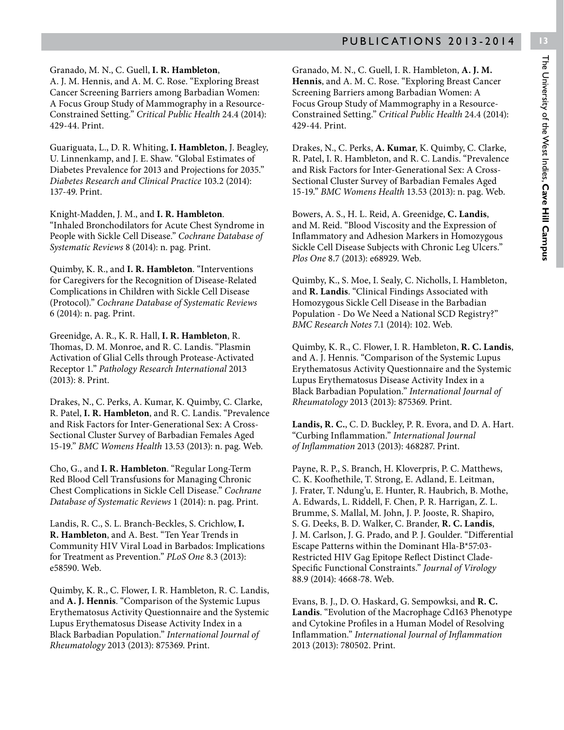Granado, M. N., C. Guell, **I. R. Hambleton**, A. J. M. Hennis, and A. M. C. Rose. "Exploring Breast Cancer Screening Barriers among Barbadian Women: A Focus Group Study of Mammography in a Resource-Constrained Setting." *Critical Public Health* 24.4 (2014): 429-44. Print.

Guariguata, L., D. R. Whiting, **I. Hambleton**, J. Beagley, U. Linnenkamp, and J. E. Shaw. "Global Estimates of Diabetes Prevalence for 2013 and Projections for 2035." *Diabetes Research and Clinical Practice* 103.2 (2014): 137-49. Print.

Knight-Madden, J. M., and **I. R. Hambleton**. "Inhaled Bronchodilators for Acute Chest Syndrome in People with Sickle Cell Disease." *Cochrane Database of Systematic Reviews* 8 (2014): n. pag. Print.

Quimby, K. R., and **I. R. Hambleton**. "Interventions for Caregivers for the Recognition of Disease-Related Complications in Children with Sickle Cell Disease (Protocol)." *Cochrane Database of Systematic Reviews* 6 (2014): n. pag. Print.

Greenidge, A. R., K. R. Hall, **I. R. Hambleton**, R. Thomas, D. M. Monroe, and R. C. Landis. "Plasmin Activation of Glial Cells through Protease-Activated Receptor 1." *Pathology Research International* 2013 (2013): 8. Print.

Drakes, N., C. Perks, A. Kumar, K. Quimby, C. Clarke, R. Patel, **I. R. Hambleton**, and R. C. Landis. "Prevalence and Risk Factors for Inter-Generational Sex: A Cross-Sectional Cluster Survey of Barbadian Females Aged 15-19." *BMC Womens Health* 13.53 (2013): n. pag. Web.

Cho, G., and **I. R. Hambleton**. "Regular Long-Term Red Blood Cell Transfusions for Managing Chronic Chest Complications in Sickle Cell Disease." *Cochrane Database of Systematic Reviews* 1 (2014): n. pag. Print.

Landis, R. C., S. L. Branch-Beckles, S. Crichlow, **I. R. Hambleton**, and A. Best. "Ten Year Trends in Community HIV Viral Load in Barbados: Implications for Treatment as Prevention." *PLoS One* 8.3 (2013): e58590. Web.

Quimby, K. R., C. Flower, I. R. Hambleton, R. C. Landis, and **A. J. Hennis**. "Comparison of the Systemic Lupus Erythematosus Activity Questionnaire and the Systemic Lupus Erythematosus Disease Activity Index in a Black Barbadian Population." *International Journal of Rheumatology* 2013 (2013): 875369. Print.

Granado, M. N., C. Guell, I. R. Hambleton, **A. J. M. Hennis**, and A. M. C. Rose. "Exploring Breast Cancer Screening Barriers among Barbadian Women: A Focus Group Study of Mammography in a Resource-Constrained Setting." *Critical Public Health* 24.4 (2014): 429-44. Print.

Drakes, N., C. Perks, **A. Kumar**, K. Quimby, C. Clarke, R. Patel, I. R. Hambleton, and R. C. Landis. "Prevalence and Risk Factors for Inter-Generational Sex: A Cross-Sectional Cluster Survey of Barbadian Females Aged 15-19." *BMC Womens Health* 13.53 (2013): n. pag. Web.

Bowers, A. S., H. L. Reid, A. Greenidge, **C. Landis**, and M. Reid. "Blood Viscosity and the Expression of Inflammatory and Adhesion Markers in Homozygous Sickle Cell Disease Subjects with Chronic Leg Ulcers." *Plos One* 8.7 (2013): e68929. Web.

Quimby, K., S. Moe, I. Sealy, C. Nicholls, I. Hambleton, and **R. Landis**. "Clinical Findings Associated with Homozygous Sickle Cell Disease in the Barbadian Population - Do We Need a National SCD Registry?" *BMC Research Notes* 7.1 (2014): 102. Web.

Quimby, K. R., C. Flower, I. R. Hambleton, **R. C. Landis**, and A. J. Hennis. "Comparison of the Systemic Lupus Erythematosus Activity Questionnaire and the Systemic Lupus Erythematosus Disease Activity Index in a Black Barbadian Population." *International Journal of Rheumatology* 2013 (2013): 875369. Print.

**Landis, R. C.**, C. D. Buckley, P. R. Evora, and D. A. Hart. "Curbing Inflammation." *International Journal of Inflammation* 2013 (2013): 468287. Print.

Payne, R. P., S. Branch, H. Kloverpris, P. C. Matthews, C. K. Koofhethile, T. Strong, E. Adland, E. Leitman, J. Frater, T. Ndung'u, E. Hunter, R. Haubrich, B. Mothe, A. Edwards, L. Riddell, F. Chen, P. R. Harrigan, Z. L. Brumme, S. Mallal, M. John, J. P. Jooste, R. Shapiro, S. G. Deeks, B. D. Walker, C. Brander, **R. C. Landis**, J. M. Carlson, J. G. Prado, and P. J. Goulder. "Differential Escape Patterns within the Dominant Hla-B*57:03-Restricted HIV Gag Epitope Reflect Distinct Clade-Specific Functional Constraints." *Journal of Virology* 88.9 (2014): 4668-78. Web.

Evans, B. J., D. O. Haskard, G. Sempowksi, and **R. C. Landis**. "Evolution of the Macrophage Cd163 Phenotype and Cytokine Profiles in a Human Model of Resolving Inflammation." *International Journal of Inflammation* 2013 (2013): 780502. Print.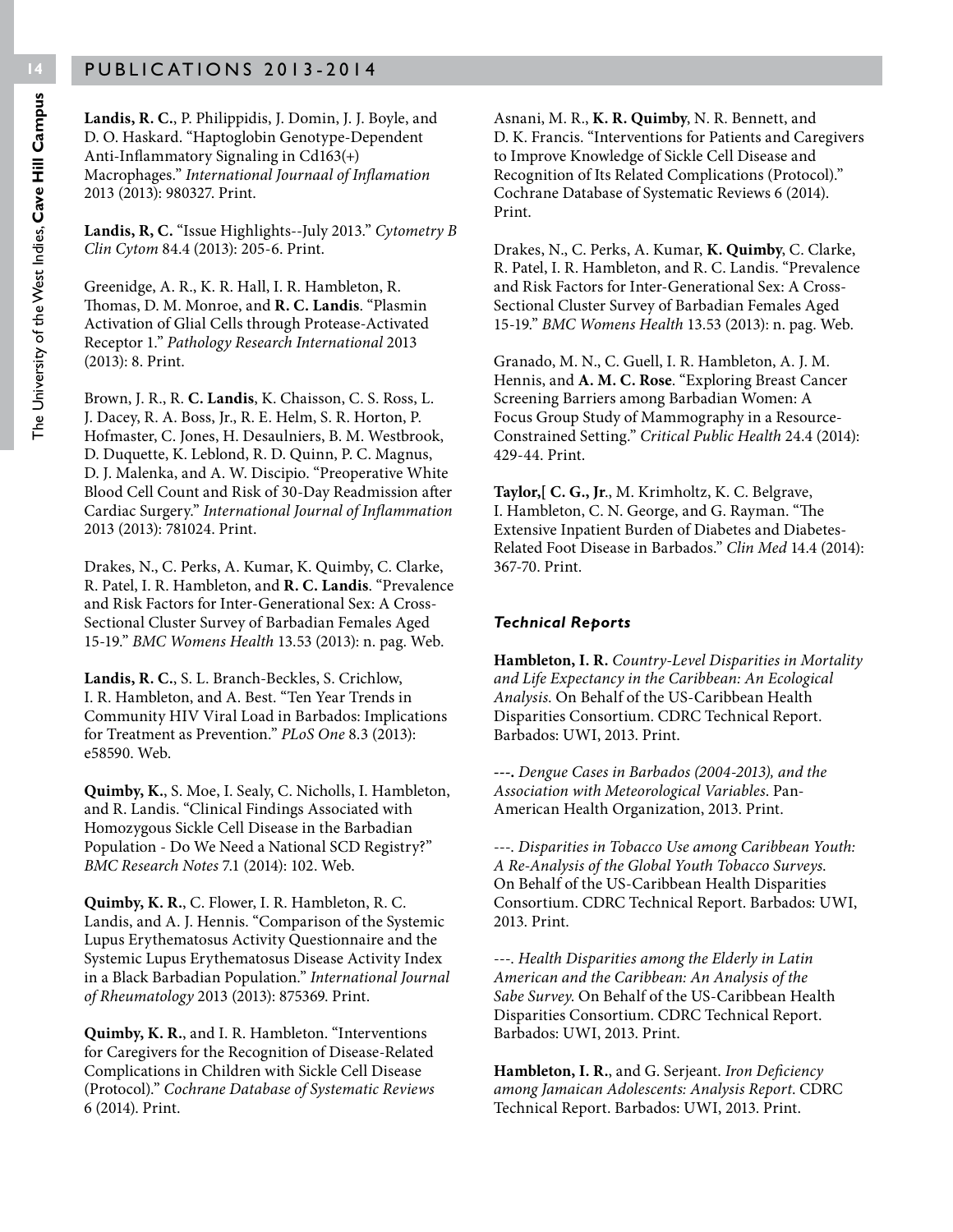**Landis, R. C.**, P. Philippidis, J. Domin, J. J. Boyle, and D. O. Haskard. "Haptoglobin Genotype-Dependent Anti-Inflammatory Signaling in Cd163(+) Macrophages." *International Journaal of Inflamation* 2013 (2013): 980327. Print.

**Landis, R, C.** "Issue Highlights--July 2013." *Cytometry B Clin Cytom* 84.4 (2013): 205-6. Print.

Greenidge, A. R., K. R. Hall, I. R. Hambleton, R. Thomas, D. M. Monroe, and **R. C. Landis**. "Plasmin Activation of Glial Cells through Protease-Activated Receptor 1." *Pathology Research International* 2013 (2013): 8. Print.

Brown, J. R., R. **C. Landis**, K. Chaisson, C. S. Ross, L. J. Dacey, R. A. Boss, Jr., R. E. Helm, S. R. Horton, P. Hofmaster, C. Jones, H. Desaulniers, B. M. Westbrook, D. Duquette, K. Leblond, R. D. Quinn, P. C. Magnus, D. J. Malenka, and A. W. Discipio. "Preoperative White Blood Cell Count and Risk of 30-Day Readmission after Cardiac Surgery." *International Journal of Inflammation* 2013 (2013): 781024. Print.

Drakes, N., C. Perks, A. Kumar, K. Quimby, C. Clarke, R. Patel, I. R. Hambleton, and **R. C. Landis**. "Prevalence and Risk Factors for Inter-Generational Sex: A Cross-Sectional Cluster Survey of Barbadian Females Aged 15-19." *BMC Womens Health* 13.53 (2013): n. pag. Web.

**Landis, R. C.**, S. L. Branch-Beckles, S. Crichlow, I. R. Hambleton, and A. Best. "Ten Year Trends in Community HIV Viral Load in Barbados: Implications for Treatment as Prevention." *PLoS One* 8.3 (2013): e58590. Web.

**Quimby, K.**, S. Moe, I. Sealy, C. Nicholls, I. Hambleton, and R. Landis. "Clinical Findings Associated with Homozygous Sickle Cell Disease in the Barbadian Population - Do We Need a National SCD Registry?" *BMC Research Notes* 7.1 (2014): 102. Web.

**Quimby, K. R.**, C. Flower, I. R. Hambleton, R. C. Landis, and A. J. Hennis. "Comparison of the Systemic Lupus Erythematosus Activity Questionnaire and the Systemic Lupus Erythematosus Disease Activity Index in a Black Barbadian Population." *International Journal of Rheumatology* 2013 (2013): 875369. Print.

**Quimby, K. R.**, and I. R. Hambleton. "Interventions for Caregivers for the Recognition of Disease-Related Complications in Children with Sickle Cell Disease (Protocol)." *Cochrane Database of Systematic Reviews* 6 (2014). Print.

Asnani, M. R., **K. R. Quimby**, N. R. Bennett, and D. K. Francis. "Interventions for Patients and Caregivers to Improve Knowledge of Sickle Cell Disease and Recognition of Its Related Complications (Protocol)." Cochrane Database of Systematic Reviews 6 (2014). Print.

Drakes, N., C. Perks, A. Kumar, **K. Quimby**, C. Clarke, R. Patel, I. R. Hambleton, and R. C. Landis. "Prevalence and Risk Factors for Inter-Generational Sex: A Cross-Sectional Cluster Survey of Barbadian Females Aged 15-19." *BMC Womens Health* 13.53 (2013): n. pag. Web.

Granado, M. N., C. Guell, I. R. Hambleton, A. J. M. Hennis, and **A. M. C. Rose**. "Exploring Breast Cancer Screening Barriers among Barbadian Women: A Focus Group Study of Mammography in a Resource-Constrained Setting." *Critical Public Health* 24.4 (2014): 429-44. Print.

**Taylor,[ C. G., Jr**., M. Krimholtz, K. C. Belgrave, I. Hambleton, C. N. George, and G. Rayman. "The Extensive Inpatient Burden of Diabetes and Diabetes-Related Foot Disease in Barbados." *Clin Med* 14.4 (2014): 367-70. Print.

### *Technical Reports*

**Hambleton, I. R.** *Country-Level Disparities in Mortality and Life Expectancy in the Caribbean: An Ecological Analysis*. On Behalf of the US-Caribbean Health Disparities Consortium. CDRC Technical Report. Barbados: UWI, 2013. Print.

**---.** *Dengue Cases in Barbados (2004-2013), and the Association with Meteorological Variables*. Pan-American Health Organization, 2013. Print.

---. *Disparities in Tobacco Use among Caribbean Youth: A Re-Analysis of the Global Youth Tobacco Surveys*. On Behalf of the US-Caribbean Health Disparities Consortium. CDRC Technical Report. Barbados: UWI, 2013. Print.

---. *Health Disparities among the Elderly in Latin American and the Caribbean: An Analysis of the Sabe Survey*. On Behalf of the US-Caribbean Health Disparities Consortium. CDRC Technical Report. Barbados: UWI, 2013. Print.

**Hambleton, I. R.**, and G. Serjeant. *Iron Deficiency among Jamaican Adolescents: Analysis Report*. CDRC Technical Report. Barbados: UWI, 2013. Print.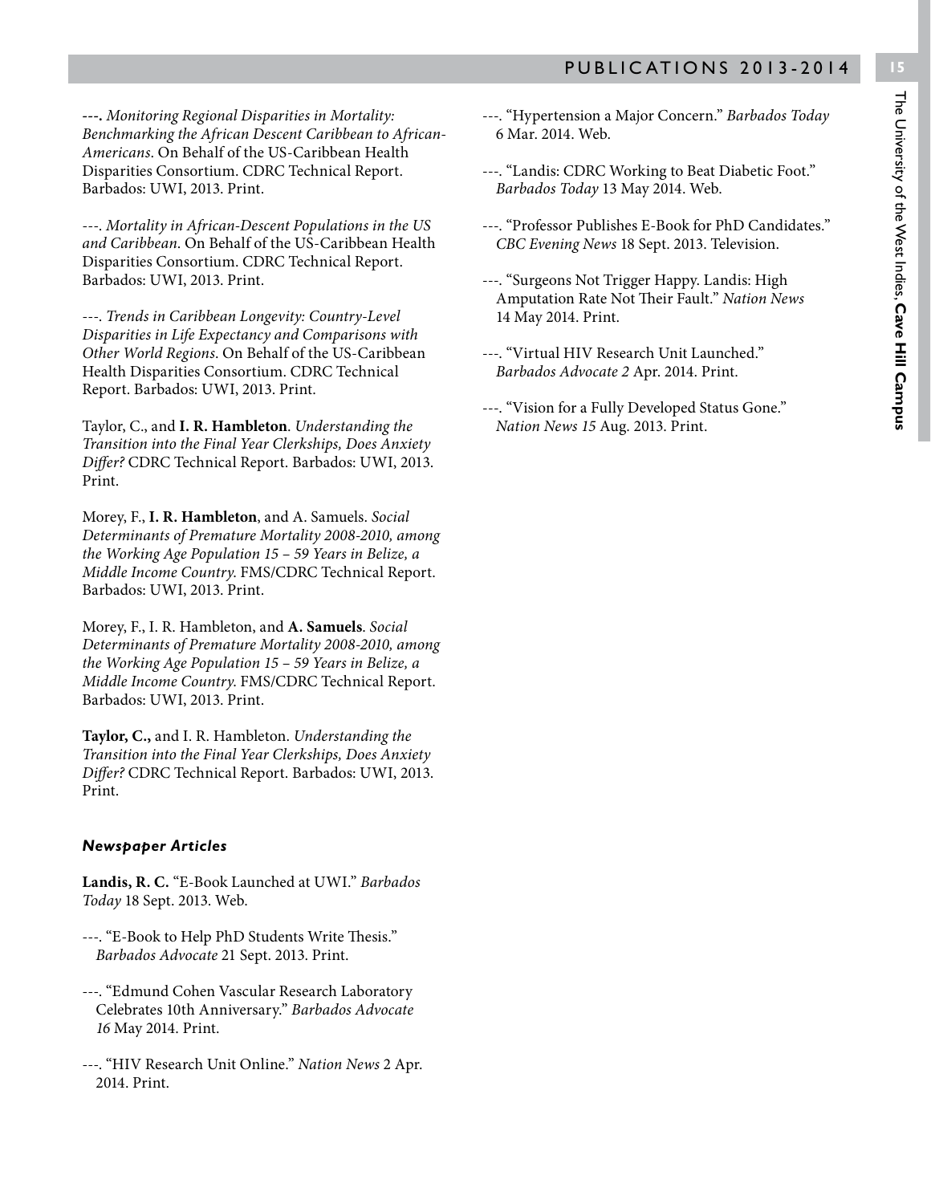---. *Monitoring Regional Disparities in Mortality: Benchmarking the African Descent Caribbean to African-Americans*. On Behalf of the US-Caribbean Health Disparities Consortium. CDRC Technical Report. Barbados: UWI, 2013. Print.

---. *Mortality in African-Descent Populations in the US and Caribbean*. On Behalf of the US-Caribbean Health Disparities Consortium. CDRC Technical Report. Barbados: UWI, 2013. Print.

---. *Trends in Caribbean Longevity: Country-Level Disparities in Life Expectancy and Comparisons with Other World Regions*. On Behalf of the US-Caribbean Health Disparities Consortium. CDRC Technical Report. Barbados: UWI, 2013. Print.

Taylor, C., and **I. R. Hambleton**. *Understanding the Transition into the Final Year Clerkships, Does Anxiety Differ?* CDRC Technical Report. Barbados: UWI, 2013. Print.

Morey, F., **I. R. Hambleton**, and A. Samuels. *Social Determinants of Premature Mortality 2008-2010, among the Working Age Population 15 – 59 Years in Belize, a Middle Income Country*. FMS/CDRC Technical Report. Barbados: UWI, 2013. Print.

Morey, F., I. R. Hambleton, and **A. Samuels**. *Social Determinants of Premature Mortality 2008-2010, among the Working Age Population 15 – 59 Years in Belize, a Middle Income Country*. FMS/CDRC Technical Report. Barbados: UWI, 2013. Print.

**Taylor, C.,** and I. R. Hambleton. *Understanding the Transition into the Final Year Clerkships, Does Anxiety Differ?* CDRC Technical Report. Barbados: UWI, 2013. Print.

### *Newspaper Articles*

**Landis, R. C.** "E-Book Launched at UWI." *Barbados Today* 18 Sept. 2013. Web.

---. "E-Book to Help PhD Students Write Thesis." *Barbados Advocate* 21 Sept. 2013. Print.

---. "Edmund Cohen Vascular Research Laboratory Celebrates 10th Anniversary." *Barbados Advocate 16* May 2014. Print.

---. "HIV Research Unit Online." *Nation News* 2 Apr. 2014. Print.

---. "Hypertension a Major Concern." *Barbados Today* 6 Mar. 2014. Web.

---. "Landis: CDRC Working to Beat Diabetic Foot." *Barbados Today* 13 May 2014. Web.

---. "Professor Publishes E-Book for PhD Candidates." *CBC Evening News* 18 Sept. 2013. Television.

---. "Surgeons Not Trigger Happy. Landis: High Amputation Rate Not Their Fault." *Nation News* 14 May 2014. Print.

---. "Virtual HIV Research Unit Launched." *Barbados Advocate 2* Apr. 2014. Print.

---. "Vision for a Fully Developed Status Gone." *Nation News 15* Aug. 2013. Print.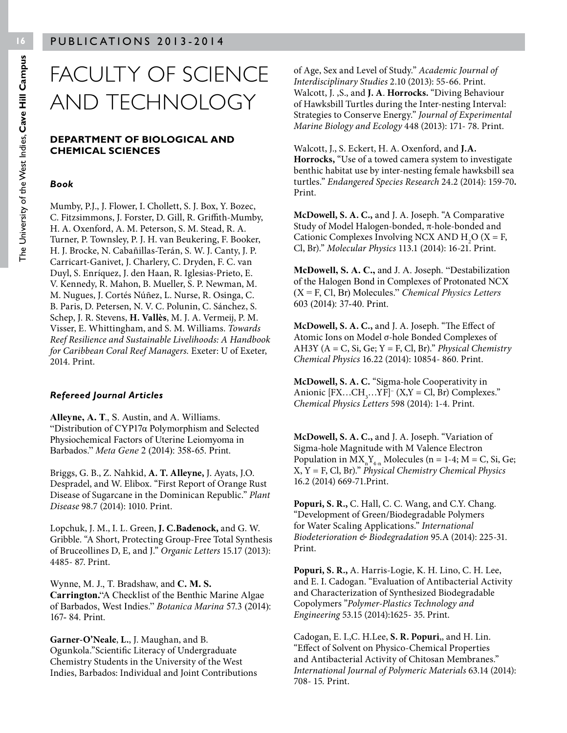# FACULTY OF SCIENCE AND TECHNOLOGY

## DEPARTMENT OF BIOLOGICAL AND CHEMICAL SCIENCES

### *Book*

Mumby, P.J., J. Flower, I. Chollett, S. J. Box, Y. Bozec, C. Fitzsimmons, J. Forster, D. Gill, R. Griffith-Mumby, H. A. Oxenford, A. M. Peterson, S. M. Stead, R. A. Turner, P. Townsley, P. J. H. van Beukering, F. Booker, H. J. Brocke, N. Cabañillas-Terán, S. W. J. Canty, J. P. Carricart-Ganivet, J. Charlery, C. Dryden, F. C. van Duyl, S. Enríquez, J. den Haan, R. Iglesias-Prieto, E. V. Kennedy, R. Mahon, B. Mueller, S. P. Newman, M. M. Nugues, J. Cortés Núñez, L. Nurse, R. Osinga, C. B. Paris, D. Petersen, N. V. C. Polunin, C. Sánchez, S. Schep, J. R. Stevens, **H. Vallès**, M. J. A. Vermeij, P. M. Visser, E. Whittingham, and S. M. Williams. *Towards Reef Resilience and Sustainable Livelihoods: A Handbook for Caribbean Coral Reef Managers.* Exeter: U of Exeter, 2014. Print.

### *Refereed Journal Articles*

**Alleyne, A. T**., S. Austin, and A. Williams. "Distribution of CYP17α Polymorphism and Selected Physiochemical Factors of Uterine Leiomyoma in Barbados." *Meta Gene* 2 (2014): 358-65. Print.

Briggs, G. B., Z. Nahkid, **A. T. Alleyne,** J. Ayats, J.O. Despradel, and W. Elibox. "First Report of Orange Rust Disease of Sugarcane in the Dominican Republic." *Plant Disease* 98.7 (2014): 1010. Print.

Lopchuk, J. M., I. L. Green, **J. C.Badenock,** and G. W. Gribble. "A Short, Protecting Group-Free Total Synthesis of Bruceollines D, E, and J." *Organic Letters* 15.17 (2013): 4485- 87. Print.

Wynne, M. J., T. Bradshaw, and **C. M. S. Carrington.**"A Checklist of the Benthic Marine Algae of Barbados, West Indies." *Botanica Marina* 57.3 (2014): 167- 84. Print.

**Garner-O'Neale**, **L.**, J. Maughan, and B. Ogunkola."Scientific Literacy of Undergraduate Chemistry Students in the University of the West Indies, Barbados: Individual and Joint Contributions of Age, Sex and Level of Study." *Academic Journal of Interdisciplinary Studies* 2.10 (2013): 55-66. Print.

Walcott, J. ,S., and **J. A**. **Horrocks.** "Diving Behaviour of Hawksbill Turtles during the Inter-nesting Interval: Strategies to Conserve Energy." *Journal of Experimental Marine Biology and Ecology* 448 (2013): 171- 78. Print.

Walcott, J., S. Eckert, H. A. Oxenford, and **J.A. Horrocks,** "Use of a towed camera system to investigate benthic habitat use by inter-nesting female hawksbill sea turtles." *Endangered Species Research* 24.2 (2014): 159-70**.** Print.

**McDowell, S. A. C.,** and J. A. Joseph. "A Comparative Study of Model Halogen-bonded, π-hole-bonded and Cationic Complexes Involving NCX AND $H_2O$ (X = F, Cl, Br)." *Molecular Physics* 113.1 (2014): 16-21. Print.

**McDowell, S. A. C.,** and J. A. Joseph. "Destabilization of the Halogen Bond in Complexes of Protonated NCX (X = F, Cl, Br) Molecules." *Chemical Physics Letters* 603 (2014): 37-40. Print.

**McDowell, S. A. C.,** and J. A. Joseph. "The Effect of Atomic Ions on Model σ-hole Bonded Complexes of AH3Y (A = C, Si, Ge; Y = F, Cl, Br)." *Physical Chemistry Chemical Physics* 16.22 (2014): 10854- 860. Print.

**McDowell, S. A. C.** "Sigma-hole Cooperativity in Anionic $[FX\ldots CH_3\ldots YF]^-$ (X,Y = Cl, Br) Complexes." *Chemical Physics Letters* 598 (2014): 1-4. Print.

**McDowell, S. A. C.,** and J. A. Joseph. "Variation of Sigma-hole Magnitude with M Valence Electron Population in $MX_nY_{4-n}$ Molecules (n = 1-4; M = C, Si, Ge; X, Y = F, Cl, Br)." *Physical Chemistry Chemical Physics* 16.2 (2014) 669-71.Print.

**Popuri, S. R.,** C. Hall, C. C. Wang, and C.Y. Chang. "Development of Green/Biodegradable Polymers for Water Scaling Applications." *International Biodeterioration & Biodegradation* 95.A (2014): 225-31. Print.

**Popuri, S. R.,** A. Harris-Logie, K. H. Lino, C. H. Lee, and E. I. Cadogan. "Evaluation of Antibacterial Activity and Characterization of Synthesized Biodegradable Copolymers "*Polymer-Plastics Technology and Engineering* 53.15 (2014):1625- 35. Print.

Cadogan, E. I.,C. H.Lee, **S. R. Popuri**,, and H. Lin. "Effect of Solvent on Physico-Chemical Properties and Antibacterial Activity of Chitosan Membranes." *International Journal of Polymeric Materials* 63.14 (2014): 708- 15. Print.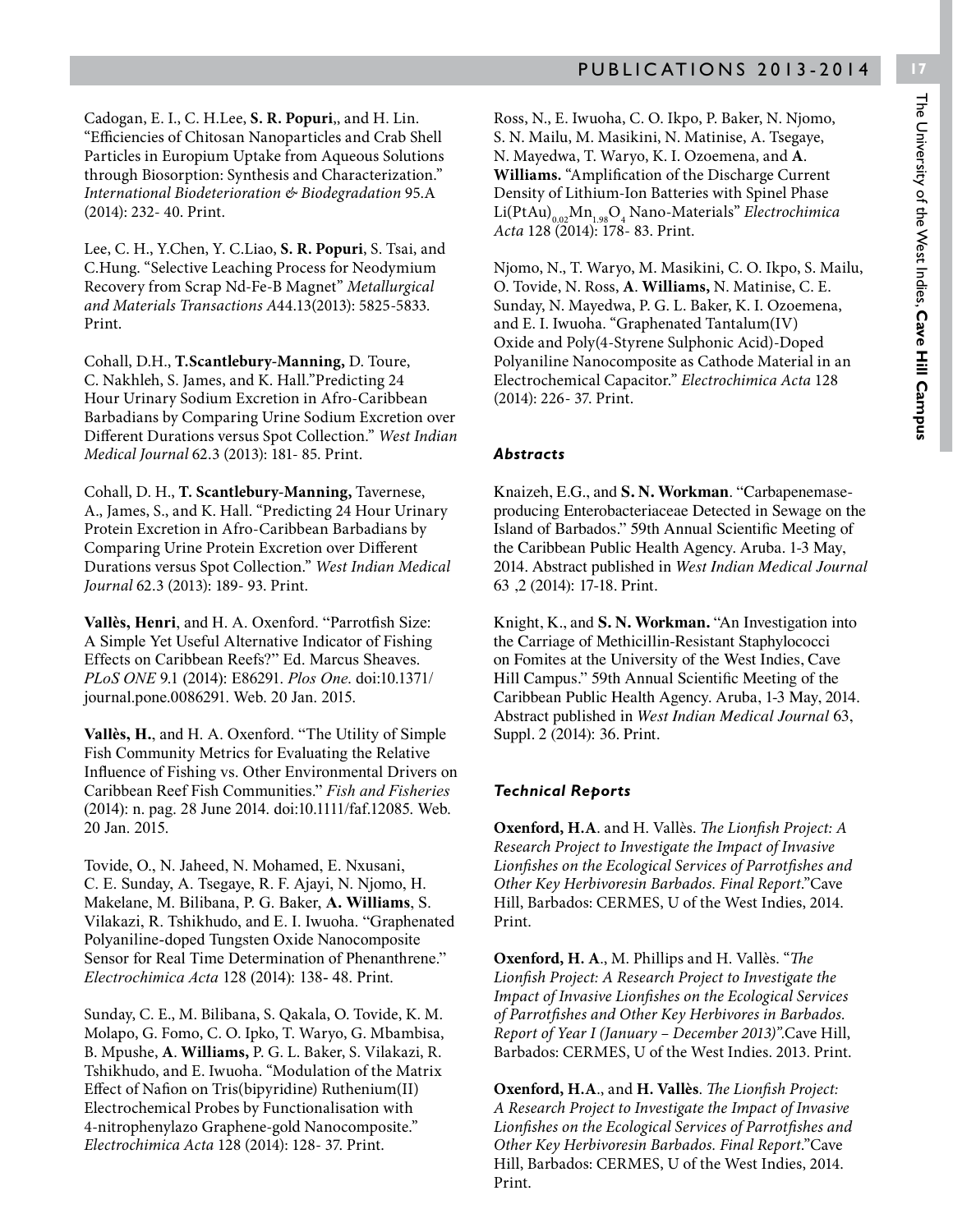Cadogan, E. I., C. H.Lee, **S. R. Popuri**,, and H. Lin. "Efficiencies of Chitosan Nanoparticles and Crab Shell Particles in Europium Uptake from Aqueous Solutions through Biosorption: Synthesis and Characterization." *International Biodeterioration & Biodegradation* 95.A (2014): 232- 40. Print.

Lee, C. H., Y.Chen, Y. C.Liao, **S. R. Popuri**, S. Tsai, and C.Hung. "Selective Leaching Process for Neodymium Recovery from Scrap Nd-Fe-B Magnet" *Metallurgical and Materials Transactions A*44.13(2013): 5825-5833. Print.

Cohall, D.H., **T.Scantlebury-Manning,** D. Toure, C. Nakhleh, S. James, and K. Hall."Predicting 24 Hour Urinary Sodium Excretion in Afro-Caribbean Barbadians by Comparing Urine Sodium Excretion over Different Durations versus Spot Collection." *West Indian Medical Journal* 62.3 (2013): 181- 85. Print.

Cohall, D. H., **T. Scantlebury-Manning,** Tavernese, A., James, S., and K. Hall. "Predicting 24 Hour Urinary Protein Excretion in Afro-Caribbean Barbadians by Comparing Urine Protein Excretion over Different Durations versus Spot Collection." *West Indian Medical Journal* 62.3 (2013): 189- 93. Print.

**Vallès, Henri**, and H. A. Oxenford. "Parrotfish Size: A Simple Yet Useful Alternative Indicator of Fishing Effects on Caribbean Reefs?" Ed. Marcus Sheaves. *PLoS ONE* 9.1 (2014): E86291. *Plos One*. doi:10.1371/journal.pone.0086291. Web. 20 Jan. 2015.

**Vallès, H.**, and H. A. Oxenford. "The Utility of Simple Fish Community Metrics for Evaluating the Relative Influence of Fishing vs. Other Environmental Drivers on Caribbean Reef Fish Communities." *Fish and Fisheries* (2014): n. pag. 28 June 2014. doi:10.1111/faf.12085. Web. 20 Jan. 2015.

Tovide, O., N. Jaheed, N. Mohamed, E. Nxusani, C. E. Sunday, A. Tsegaye, R. F. Ajayi, N. Njomo, H. Makelane, M. Bilibana, P. G. Baker, **A. Williams**, S. Vilakazi, R. Tshikhudo, and E. I. Iwuoha. "Graphenated Polyaniline-doped Tungsten Oxide Nanocomposite Sensor for Real Time Determination of Phenanthrene." *Electrochimica Acta* 128 (2014): 138- 48. Print.

Sunday, C. E., M. Bilibana, S. Qakala, O. Tovide, K. M. Molapo, G. Fomo, C. O. Ipko, T. Waryo, G. Mbambisa, B. Mpushe, **A**. **Williams,** P. G. L. Baker, S. Vilakazi, R. Tshikhudo, and E. Iwuoha. "Modulation of the Matrix Effect of Nafion on Tris(bipyridine) Ruthenium(II) Electrochemical Probes by Functionalisation with 4-nitrophenylazo Graphene-gold Nanocomposite." *Electrochimica Acta* 128 (2014): 128- 37. Print.

Ross, N., E. Iwuoha, C. O. Ikpo, P. Baker, N. Njomo, S. N. Mailu, M. Masikini, N. Matinise, A. Tsegaye, N. Mayedwa, T. Waryo, K. I. Ozoemena, and **A**. **Williams.** "Amplification of the Discharge Current Density of Lithium-Ion Batteries with Spinel Phase $Li(PtAu)_{0.02}Mn_{1.98}O_4$ Nano-Materials" *Electrochimica Acta* 128 (2014): 178- 83. Print.

Njomo, N., T. Waryo, M. Masikini, C. O. Ikpo, S. Mailu, O. Tovide, N. Ross, **A**. **Williams,** N. Matinise, C. E. Sunday, N. Mayedwa, P. G. L. Baker, K. I. Ozoemena, and E. I. Iwuoha. "Graphenated Tantalum(IV) Oxide and Poly(4-Styrene Sulphonic Acid)-Doped Polyaniline Nanocomposite as Cathode Material in an Electrochemical Capacitor." *Electrochimica Acta* 128 (2014): 226- 37. Print.

### *Abstracts*

Knaizeh, E.G., and **S. N. Workman**. "Carbapenemase-producing Enterobacteriaceae Detected in Sewage on the Island of Barbados." 59th Annual Scientific Meeting of the Caribbean Public Health Agency. Aruba. 1-3 May, 2014. Abstract published in *West Indian Medical Journal* 63 ,2 (2014): 17-18. Print.

Knight, K., and **S. N. Workman.** "An Investigation into the Carriage of Methicillin-Resistant Staphylococci on Fomites at the University of the West Indies, Cave Hill Campus." 59th Annual Scientific Meeting of the Caribbean Public Health Agency. Aruba, 1-3 May, 2014. Abstract published in *West Indian Medical Journal* 63, Suppl. 2 (2014): 36. Print.

### *Technical Reports*

**Oxenford, H.A**. and H. Vallès. *The Lionfish Project: A Research Project to Investigate the Impact of Invasive Lionfishes on the Ecological Services of Parrotfishes and Other Key Herbivoresin Barbados. Final Report*."Cave Hill, Barbados: CERMES, U of the West Indies, 2014. Print.

**Oxenford, H. A**., M. Phillips and H. Vallès. "*The Lionfish Project: A Research Project to Investigate the Impact of Invasive Lionfishes on the Ecological Services of Parrotfishes and Other Key Herbivores in Barbados. Report of Year I (January – December 2013)"*.Cave Hill, Barbados: CERMES, U of the West Indies. 2013. Print.

**Oxenford, H.A**., and **H. Vallès**. *The Lionfish Project: A Research Project to Investigate the Impact of Invasive Lionfishes on the Ecological Services of Parrotfishes and Other Key Herbivoresin Barbados. Final Report*."Cave Hill, Barbados: CERMES, U of the West Indies, 2014. Print.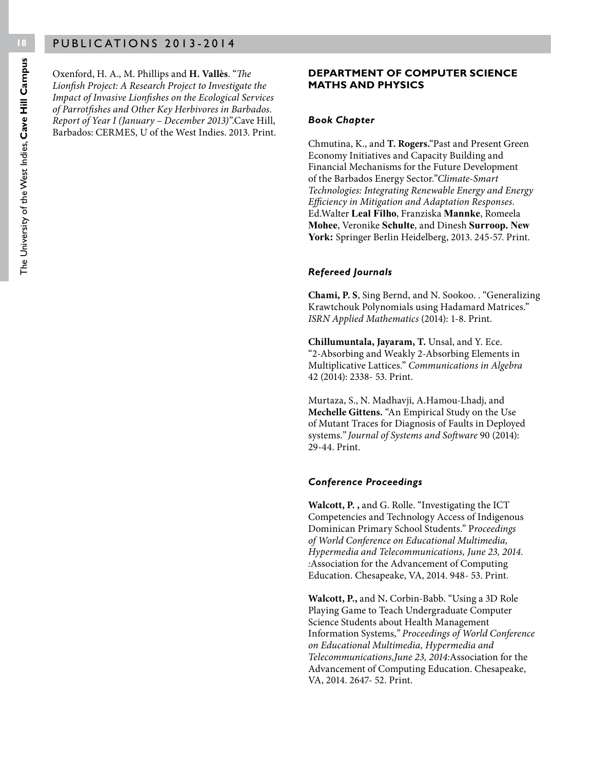Oxenford, H. A., M. Phillips and **H. Vallès**. "*The Lionfish Project: A Research Project to Investigate the Impact of Invasive Lionfishes on the Ecological Services of Parrotfishes and Other Key Herbivores in Barbados. Report of Year I (January – December 2013)*".Cave Hill, Barbados: CERMES, U of the West Indies. 2013. Print.

## DEPARTMENT OF COMPUTER SCIENCE MATHS AND PHYSICS

### *Book Chapter*

Chmutina, K., and **T. Rogers.**"Past and Present Green Economy Initiatives and Capacity Building and Financial Mechanisms for the Future Development of the Barbados Energy Sector."*Climate-Smart Technologies: Integrating Renewable Energy and Energy Efficiency in Mitigation and Adaptation Responses*. Ed.Walter **Leal Filho**, Franziska **Mannke**, Romeela **Mohee**, Veronike **Schulte**, and Dinesh **Surroop. New York:** Springer Berlin Heidelberg, 2013. 245-57. Print.

### *Refereed Journals*

**Chami, P. S**, Sing Bernd, and N. Sookoo. . "Generalizing Krawtchouk Polynomials using Hadamard Matrices." *ISRN Applied Mathematics* (2014): 1-8. Print.

**Chillumuntala, Jayaram, T.** Unsal, and Y. Ece. "2-Absorbing and Weakly 2-Absorbing Elements in Multiplicative Lattices." *Communications in Algebra* 42 (2014): 2338- 53. Print.

Murtaza, S., N. Madhavji, A.Hamou-Lhadj, and **Mechelle Gittens.** "An Empirical Study on the Use of Mutant Traces for Diagnosis of Faults in Deployed systems." *Journal of Systems and Software* 90 (2014): 29-44. Print.

### *Conference Proceedings*

**Walcott, P. ,** and G. Rolle. "Investigating the ICT Competencies and Technology Access of Indigenous Dominican Primary School Students." P*roceedings of World Conference on Educational Multimedia, Hypermedia and Telecommunications, June 23, 2014. :*Association for the Advancement of Computing Education. Chesapeake, VA, 2014. 948- 53. Print.

**Walcott, P.,** and N**.** Corbin-Babb. "Using a 3D Role Playing Game to Teach Undergraduate Computer Science Students about Health Management Information Systems*," Proceedings of World Conference on Educational Multimedia, Hypermedia and Telecommunications,June 23, 2014:*Association for the Advancement of Computing Education. Chesapeake, VA, 2014. 2647- 52. Print.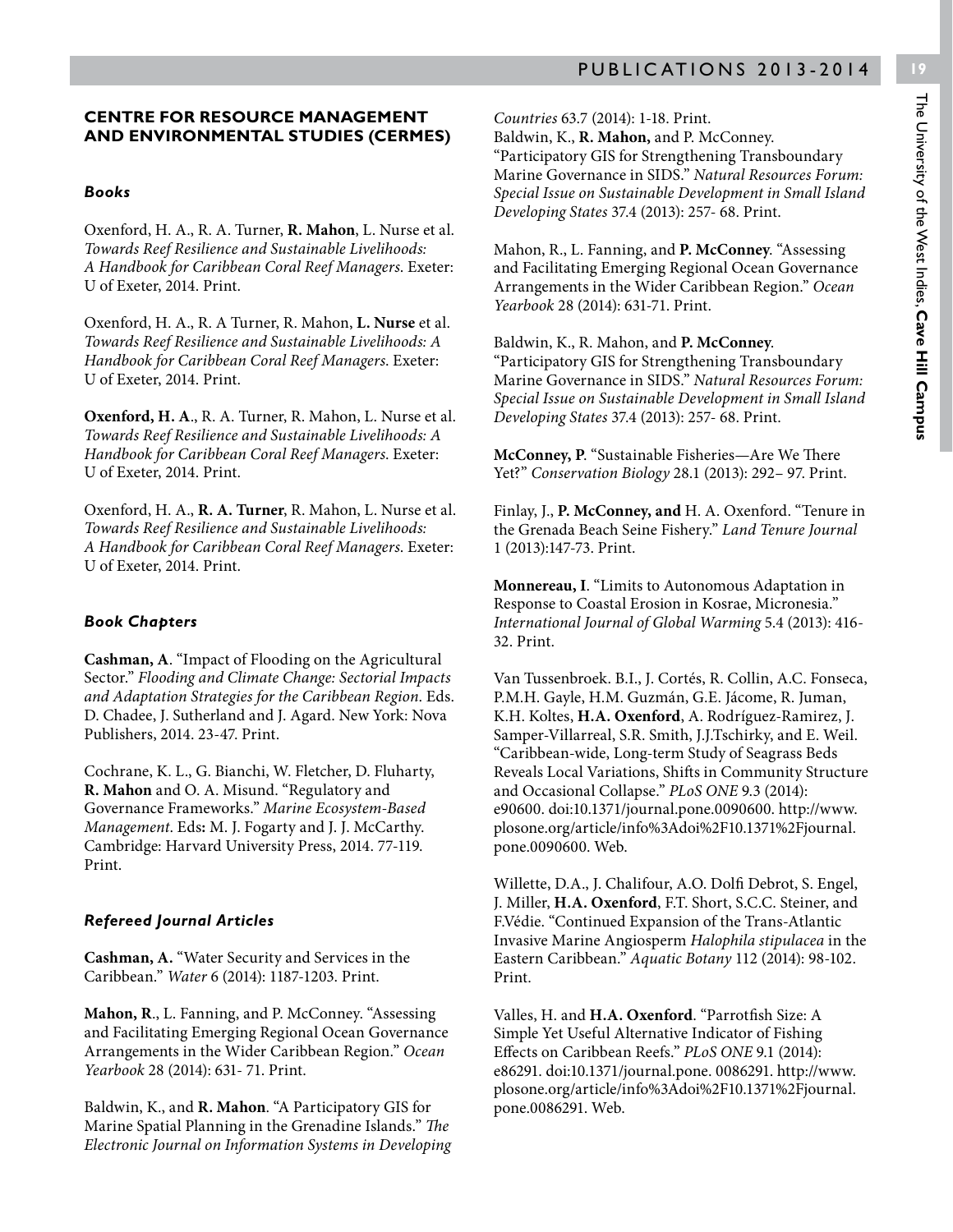## CENTRE FOR RESOURCE MANAGEMENT AND ENVIRONMENTAL STUDIES (CERMES)

### *Books*

Oxenford, H. A., R. A. Turner, **R. Mahon**, L. Nurse et al. *Towards Reef Resilience and Sustainable Livelihoods: A Handbook for Caribbean Coral Reef Managers*. Exeter: U of Exeter, 2014. Print.

Oxenford, H. A., R. A Turner, R. Mahon, **L. Nurse** et al. *Towards Reef Resilience and Sustainable Livelihoods: A Handbook for Caribbean Coral Reef Managers*. Exeter: U of Exeter, 2014. Print.

**Oxenford, H. A**., R. A. Turner, R. Mahon, L. Nurse et al. *Towards Reef Resilience and Sustainable Livelihoods: A Handbook for Caribbean Coral Reef Managers*. Exeter: U of Exeter, 2014. Print.

Oxenford, H. A., **R. A. Turner**, R. Mahon, L. Nurse et al. *Towards Reef Resilience and Sustainable Livelihoods: A Handbook for Caribbean Coral Reef Managers*. Exeter: U of Exeter, 2014. Print.

### *Book Chapters*

**Cashman, A**. "Impact of Flooding on the Agricultural Sector." *Flooding and Climate Change: Sectorial Impacts and Adaptation Strategies for the Caribbean Region*. Eds. D. Chadee, J. Sutherland and J. Agard. New York: Nova Publishers, 2014. 23-47. Print.

Cochrane, K. L., G. Bianchi, W. Fletcher, D. Fluharty, **R. Mahon** and O. A. Misund. "Regulatory and Governance Frameworks." *Marine Ecosystem-Based Management*. Eds**:** M. J. Fogarty and J. J. McCarthy. Cambridge: Harvard University Press, 2014. 77-119. Print.

### *Refereed Journal Articles*

**Cashman, A.** "Water Security and Services in the Caribbean." *Water* 6 (2014): 1187-1203. Print.

**Mahon, R**., L. Fanning, and P. McConney. "Assessing and Facilitating Emerging Regional Ocean Governance Arrangements in the Wider Caribbean Region." *Ocean Yearbook* 28 (2014): 631- 71. Print.

Baldwin, K., and **R. Mahon**. "A Participatory GIS for Marine Spatial Planning in the Grenadine Islands." *The Electronic Journal on Information Systems in Developing Countries* 63.7 (2014): 1-18. Print.

Baldwin, K., **R. Mahon,** and P. McConney. "Participatory GIS for Strengthening Transboundary Marine Governance in SIDS." *Natural Resources Forum: Special Issue on Sustainable Development in Small Island Developing States* 37.4 (2013): 257- 68. Print.

Mahon, R., L. Fanning, and **P. McConney**. "Assessing and Facilitating Emerging Regional Ocean Governance Arrangements in the Wider Caribbean Region." *Ocean Yearbook* 28 (2014): 631-71. Print.

Baldwin, K., R. Mahon, and **P. McConney**. "Participatory GIS for Strengthening Transboundary Marine Governance in SIDS." *Natural Resources Forum: Special Issue on Sustainable Development in Small Island Developing States* 37.4 (2013): 257- 68. Print.

**McConney, P**. "Sustainable Fisheries—Are We There Yet?" *Conservation Biology* 28.1 (2013): 292– 97. Print.

Finlay, J., **P. McConney, and** H. A. Oxenford. "Tenure in the Grenada Beach Seine Fishery." *Land Tenure Journal* 1 (2013):147-73. Print.

**Monnereau, I**. "Limits to Autonomous Adaptation in Response to Coastal Erosion in Kosrae, Micronesia." *International Journal of Global Warming* 5.4 (2013): 416-32. Print.

Van Tussenbroek. B.I., J. Cortés, R. Collin, A.C. Fonseca, P.M.H. Gayle, H.M. Guzmán, G.E. Jácome, R. Juman, K.H. Koltes, **H.A. Oxenford**, A. Rodríguez-Ramirez, J. Samper-Villarreal, S.R. Smith, J.J.Tschirky, and E. Weil. "Caribbean-wide, Long-term Study of Seagrass Beds Reveals Local Variations, Shifts in Community Structure and Occasional Collapse." *PLoS ONE* 9.3 (2014): e90600. doi:10.1371/journal.pone.0090600. http://www.plosone.org/article/info%3Adoi%2F10.1371%2Fjournal.pone.0090600. Web.

Willette, D.A., J. Chalifour, A.O. Dolfi Debrot, S. Engel, J. Miller, **H.A. Oxenford**, F.T. Short, S.C.C. Steiner, and F.Védie. "Continued Expansion of the Trans-Atlantic Invasive Marine Angiosperm *Halophila stipulacea* in the Eastern Caribbean." *Aquatic Botany* 112 (2014): 98-102. Print.

Valles, H. and **H.A. Oxenford**. "Parrotfish Size: A Simple Yet Useful Alternative Indicator of Fishing Effects on Caribbean Reefs." *PLoS ONE* 9.1 (2014): e86291. doi:10.1371/journal.pone. 0086291. http://www.plosone.org/article/info%3Adoi%2F10.1371%2Fjournal.pone.0086291. Web.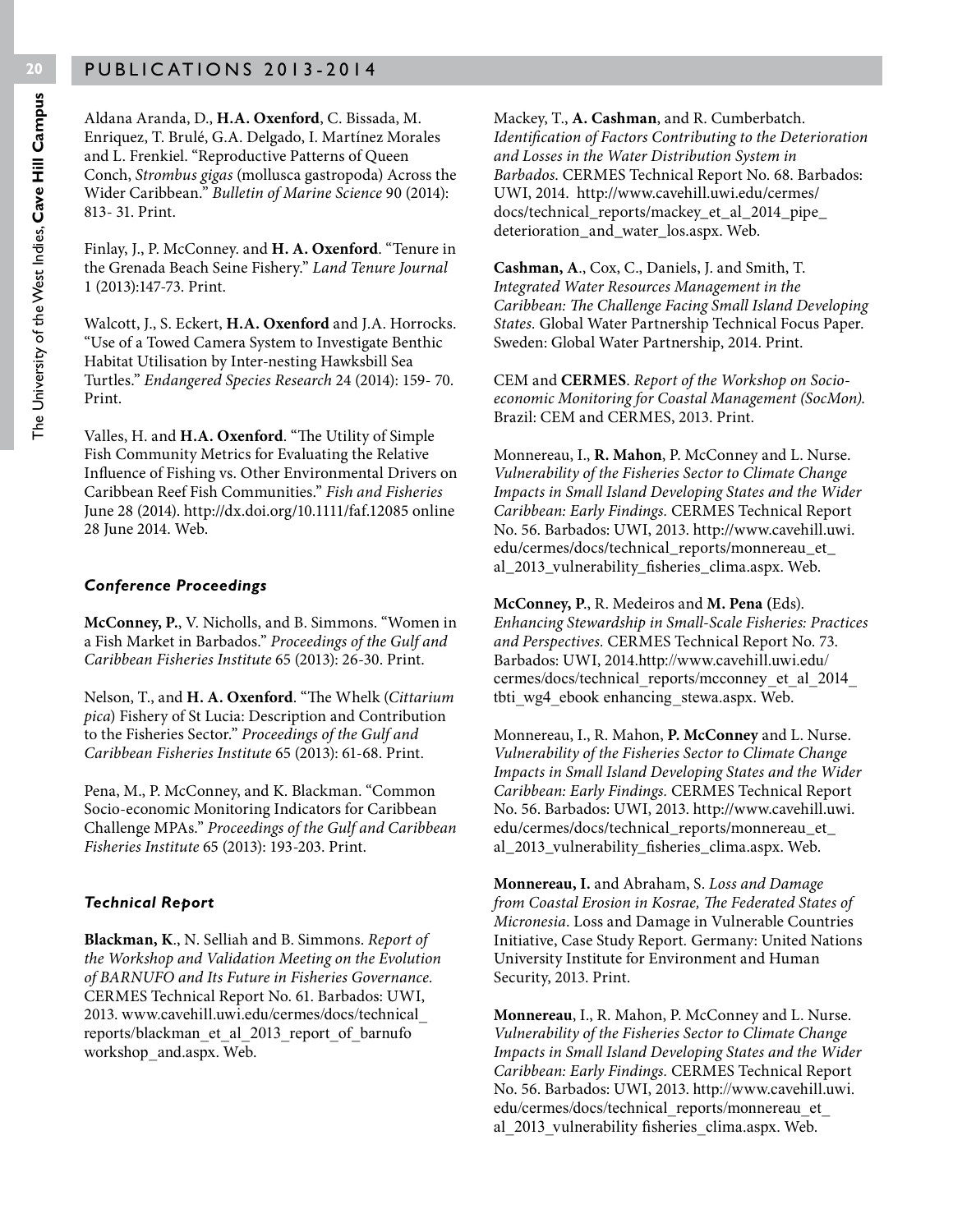## PUBLICATIONS 2013-2014

Aldana Aranda, D., **H.A. Oxenford**, C. Bissada, M. Enriquez, T. Brulé, G.A. Delgado, I. Martínez Morales and L. Frenkiel. "Reproductive Patterns of Queen Conch, *Strombus gigas* (mollusca gastropoda) Across the Wider Caribbean." *Bulletin of Marine Science* 90 (2014): 813- 31. Print.

Finlay, J., P. McConney. and **H. A. Oxenford**. "Tenure in the Grenada Beach Seine Fishery." *Land Tenure Journal* 1 (2013):147-73. Print.

Walcott, J., S. Eckert, **H.A. Oxenford** and J.A. Horrocks. "Use of a Towed Camera System to Investigate Benthic Habitat Utilisation by Inter-nesting Hawksbill Sea Turtles." *Endangered Species Research* 24 (2014): 159- 70. Print.

Valles, H. and **H.A. Oxenford**. "The Utility of Simple Fish Community Metrics for Evaluating the Relative Influence of Fishing vs. Other Environmental Drivers on Caribbean Reef Fish Communities." *Fish and Fisheries* June 28 (2014). http://dx.doi.org/10.1111/faf.12085 online 28 June 2014. Web.

### *Conference Proceedings*

**McConney, P.**, V. Nicholls, and B. Simmons. "Women in a Fish Market in Barbados." *Proceedings of the Gulf and Caribbean Fisheries Institute* 65 (2013): 26-30. Print.

Nelson, T., and **H. A. Oxenford**. "The Whelk (*Cittarium pica*) Fishery of St Lucia: Description and Contribution to the Fisheries Sector." *Proceedings of the Gulf and Caribbean Fisheries Institute* 65 (2013): 61-68. Print.

Pena, M., P. McConney, and K. Blackman. "Common Socio-economic Monitoring Indicators for Caribbean Challenge MPAs." *Proceedings of the Gulf and Caribbean Fisheries Institute* 65 (2013): 193-203. Print.

### *Technical Report*

**Blackman, K**., N. Selliah and B. Simmons. *Report of the Workshop and Validation Meeting on the Evolution of BARNUFO and Its Future in Fisheries Governance.* CERMES Technical Report No. 61. Barbados: UWI, 2013. www.cavehill.uwi.edu/cermes/docs/technical_reports/blackman_et_al_2013_report_of_barnufo workshop_and.aspx. Web.

Mackey, T., **A. Cashman**, and R. Cumberbatch. *Identification of Factors Contributing to the Deterioration and Losses in the Water Distribution System in Barbados.* CERMES Technical Report No. 68. Barbados: UWI, 2014. http://www.cavehill.uwi.edu/cermes/docs/technical_reports/mackey_et_al_2014_pipe_deterioration_and_water_los.aspx. Web.

**Cashman, A**., Cox, C., Daniels, J. and Smith, T. *Integrated Water Resources Management in the Caribbean: The Challenge Facing Small Island Developing States.* Global Water Partnership Technical Focus Paper. Sweden: Global Water Partnership, 2014. Print.

CEM and **CERMES**. *Report of the Workshop on Socio-economic Monitoring for Coastal Management (SocMon).* Brazil: CEM and CERMES, 2013. Print.

Monnereau, I., **R. Mahon**, P. McConney and L. Nurse. *Vulnerability of the Fisheries Sector to Climate Change Impacts in Small Island Developing States and the Wider Caribbean: Early Findings.* CERMES Technical Report No. 56. Barbados: UWI, 2013. http://www.cavehill.uwi.edu/cermes/docs/technical_reports/monnereau_et_al_2013_vulnerability_fisheries_clima.aspx. Web.

**McConney, P**., R. Medeiros and **M. Pena** (Eds). *Enhancing Stewardship in Small-Scale Fisheries: Practices and Perspectives.* CERMES Technical Report No. 73. Barbados: UWI, 2014.http://www.cavehill.uwi.edu/cermes/docs/technical_reports/mcconney_et_al_2014_tbti_wg4_ebook enhancing_stewa.aspx. Web.

Monnereau, I., R. Mahon, **P. McConney** and L. Nurse. *Vulnerability of the Fisheries Sector to Climate Change Impacts in Small Island Developing States and the Wider Caribbean: Early Findings.* CERMES Technical Report No. 56. Barbados: UWI, 2013. http://www.cavehill.uwi.edu/cermes/docs/technical_reports/monnereau_et_al_2013_vulnerability_fisheries_clima.aspx. Web.

**Monnereau, I.** and Abraham, S. *Loss and Damage from Coastal Erosion in Kosrae, The Federated States of Micronesia*. Loss and Damage in Vulnerable Countries Initiative, Case Study Report. Germany: United Nations University Institute for Environment and Human Security, 2013. Print.

**Monnereau**, I., R. Mahon, P. McConney and L. Nurse. *Vulnerability of the Fisheries Sector to Climate Change Impacts in Small Island Developing States and the Wider Caribbean: Early Findings.* CERMES Technical Report No. 56. Barbados: UWI, 2013. http://www.cavehill.uwi.edu/cermes/docs/technical_reports/monnereau_et_al_2013_vulnerability fisheries_clima.aspx. Web.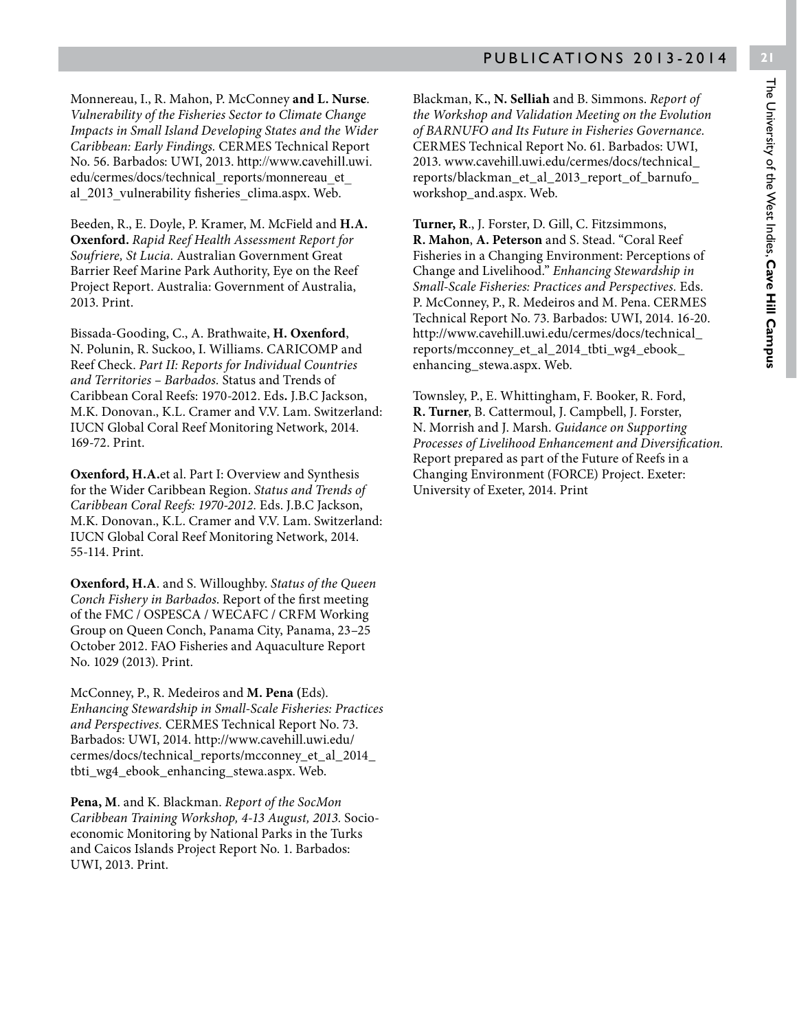Monnereau, I., R. Mahon, P. McConney **and L. Nurse**. *Vulnerability of the Fisheries Sector to Climate Change Impacts in Small Island Developing States and the Wider Caribbean: Early Findings.* CERMES Technical Report No. 56. Barbados: UWI, 2013. http://www.cavehill.uwi.edu/cermes/docs/technical_reports/monnereau_et_al_2013_vulnerability fisheries_clima.aspx. Web.

Beeden, R., E. Doyle, P. Kramer, M. McField and **H.A. Oxenford.** *Rapid Reef Health Assessment Report for Soufriere, St Lucia.* Australian Government Great Barrier Reef Marine Park Authority, Eye on the Reef Project Report. Australia: Government of Australia, 2013. Print.

Bissada-Gooding, C., A. Brathwaite, **H. Oxenford**, N. Polunin, R. Suckoo, I. Williams. CARICOMP and Reef Check. *Part II: Reports for Individual Countries and Territories – Barbados.* Status and Trends of Caribbean Coral Reefs: 1970-2012. Eds**.** J.B.C Jackson, M.K. Donovan., K.L. Cramer and V.V. Lam. Switzerland: IUCN Global Coral Reef Monitoring Network, 2014. 169-72. Print.

**Oxenford, H.A.**et al. Part I: Overview and Synthesis for the Wider Caribbean Region. *Status and Trends of Caribbean Coral Reefs: 1970-2012.* Eds. J.B.C Jackson, M.K. Donovan., K.L. Cramer and V.V. Lam. Switzerland: IUCN Global Coral Reef Monitoring Network, 2014. 55-114. Print.

**Oxenford, H.A**. and S. Willoughby. *Status of the Queen Conch Fishery in Barbados.* Report of the first meeting of the FMC / OSPESCA / WECAFC / CRFM Working Group on Queen Conch, Panama City, Panama, 23–25 October 2012. FAO Fisheries and Aquaculture Report No. 1029 (2013). Print.

McConney, P., R. Medeiros and **M. Pena (**Eds). *Enhancing Stewardship in Small-Scale Fisheries: Practices and Perspectives.* CERMES Technical Report No. 73. Barbados: UWI, 2014. http://www.cavehill.uwi.edu/cermes/docs/technical_reports/mcconney_et_al_2014_tbti_wg4_ebook_enhancing_stewa.aspx. Web.

**Pena, M**. and K. Blackman. *Report of the SocMon Caribbean Training Workshop, 4-13 August, 2013.* Socio-economic Monitoring by National Parks in the Turks and Caicos Islands Project Report No. 1. Barbados: UWI, 2013. Print.

Blackman, K**.**, **N. Selliah** and B. Simmons. *Report of the Workshop and Validation Meeting on the Evolution of BARNUFO and Its Future in Fisheries Governance.* CERMES Technical Report No. 61. Barbados: UWI, 2013. www.cavehill.uwi.edu/cermes/docs/technical_reports/blackman_et_al_2013_report_of_barnufo_workshop_and.aspx. Web.

**Turner, R**., J. Forster, D. Gill, C. Fitzsimmons, **R. Mahon**, **A. Peterson** and S. Stead. "Coral Reef Fisheries in a Changing Environment: Perceptions of Change and Livelihood." *Enhancing Stewardship in Small-Scale Fisheries: Practices and Perspectives.* Eds. P. McConney, P., R. Medeiros and M. Pena. CERMES Technical Report No. 73. Barbados: UWI, 2014. 16-20. http://www.cavehill.uwi.edu/cermes/docs/technical_reports/mcconney_et_al_2014_tbti_wg4_ebook_enhancing_stewa.aspx. Web.

Townsley, P., E. Whittingham, F. Booker, R. Ford, **R. Turner**, B. Cattermoul, J. Campbell, J. Forster, N. Morrish and J. Marsh. *Guidance on Supporting Processes of Livelihood Enhancement and Diversification.* Report prepared as part of the Future of Reefs in a Changing Environment (FORCE) Project. Exeter: University of Exeter, 2014. Print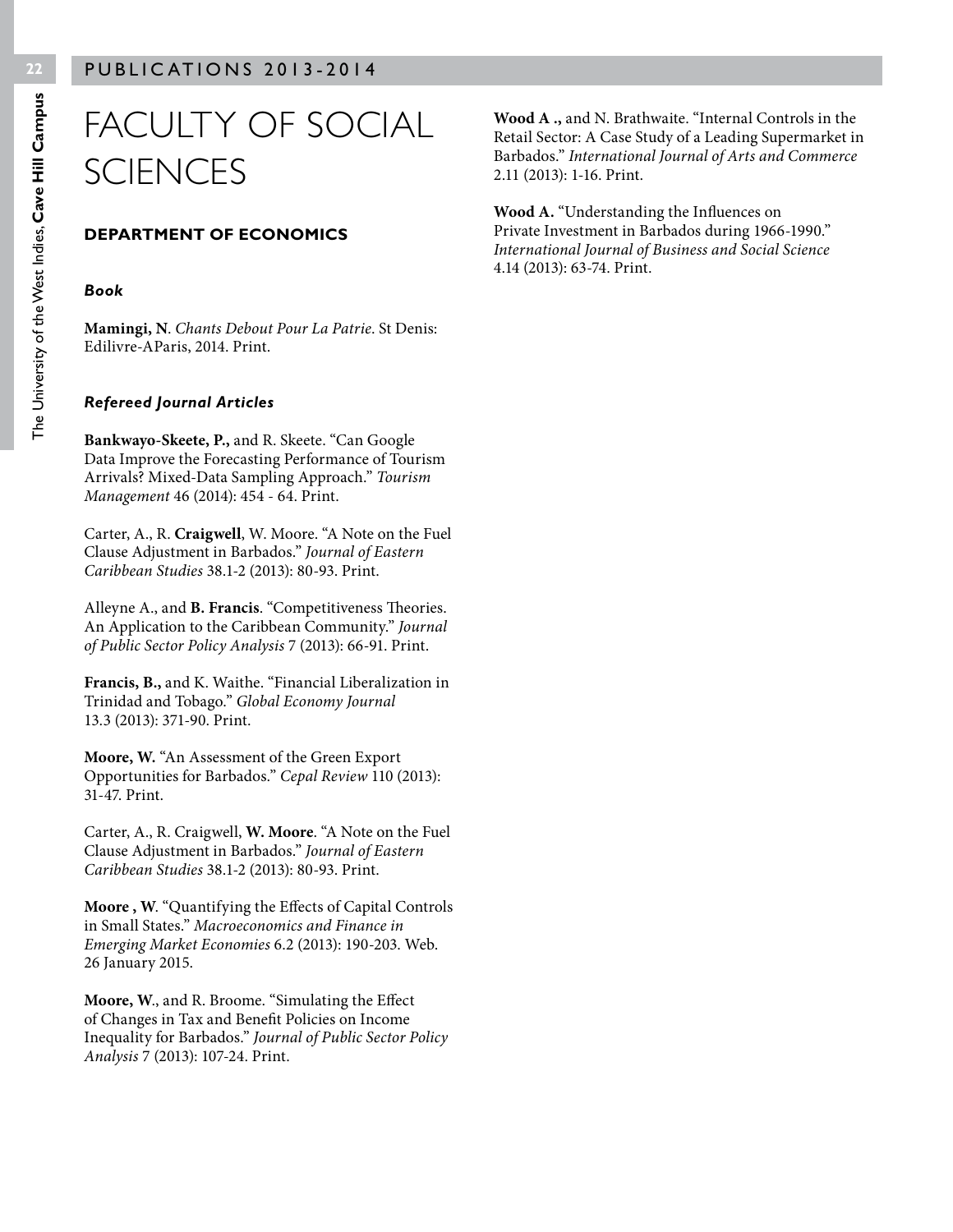# FACULTY OF SOCIAL SCIENCES

## DEPARTMENT OF ECONOMICS

### *Book*

**Mamingi, N**. *Chants Debout Pour La Patrie*. St Denis: Edilivre-AParis, 2014. Print.

### *Refereed Journal Articles*

**Bankwayo-Skeete, P.,** and R. Skeete. "Can Google Data Improve the Forecasting Performance of Tourism Arrivals? Mixed-Data Sampling Approach." *Tourism Management* 46 (2014): 454 - 64. Print.

Carter, A., R. **Craigwell**, W. Moore. "A Note on the Fuel Clause Adjustment in Barbados." *Journal of Eastern Caribbean Studies* 38.1-2 (2013): 80-93. Print.

Alleyne A., and **B. Francis**. "Competitiveness Theories. An Application to the Caribbean Community." *Journal of Public Sector Policy Analysis* 7 (2013): 66-91. Print.

**Francis, B.,** and K. Waithe. "Financial Liberalization in Trinidad and Tobago." *Global Economy Journal* 13.3 (2013): 371-90. Print.

**Moore, W.** "An Assessment of the Green Export Opportunities for Barbados." *Cepal Review* 110 (2013): 31-47. Print.

Carter, A., R. Craigwell, **W. Moore**. "A Note on the Fuel Clause Adjustment in Barbados." *Journal of Eastern Caribbean Studies* 38.1-2 (2013): 80-93. Print.

**Moore , W**. "Quantifying the Effects of Capital Controls in Small States." *Macroeconomics and Finance in Emerging Market Economies* 6.2 (2013): 190-203. Web. 26 January 2015.

**Moore, W**., and R. Broome. "Simulating the Effect of Changes in Tax and Benefit Policies on Income Inequality for Barbados." *Journal of Public Sector Policy Analysis* 7 (2013): 107-24. Print.

**Wood A .,** and N. Brathwaite. "Internal Controls in the Retail Sector: A Case Study of a Leading Supermarket in Barbados." *International Journal of Arts and Commerce* 2.11 (2013): 1-16. Print.

**Wood A.** "Understanding the Influences on Private Investment in Barbados during 1966-1990." *International Journal of Business and Social Science* 4.14 (2013): 63-74. Print.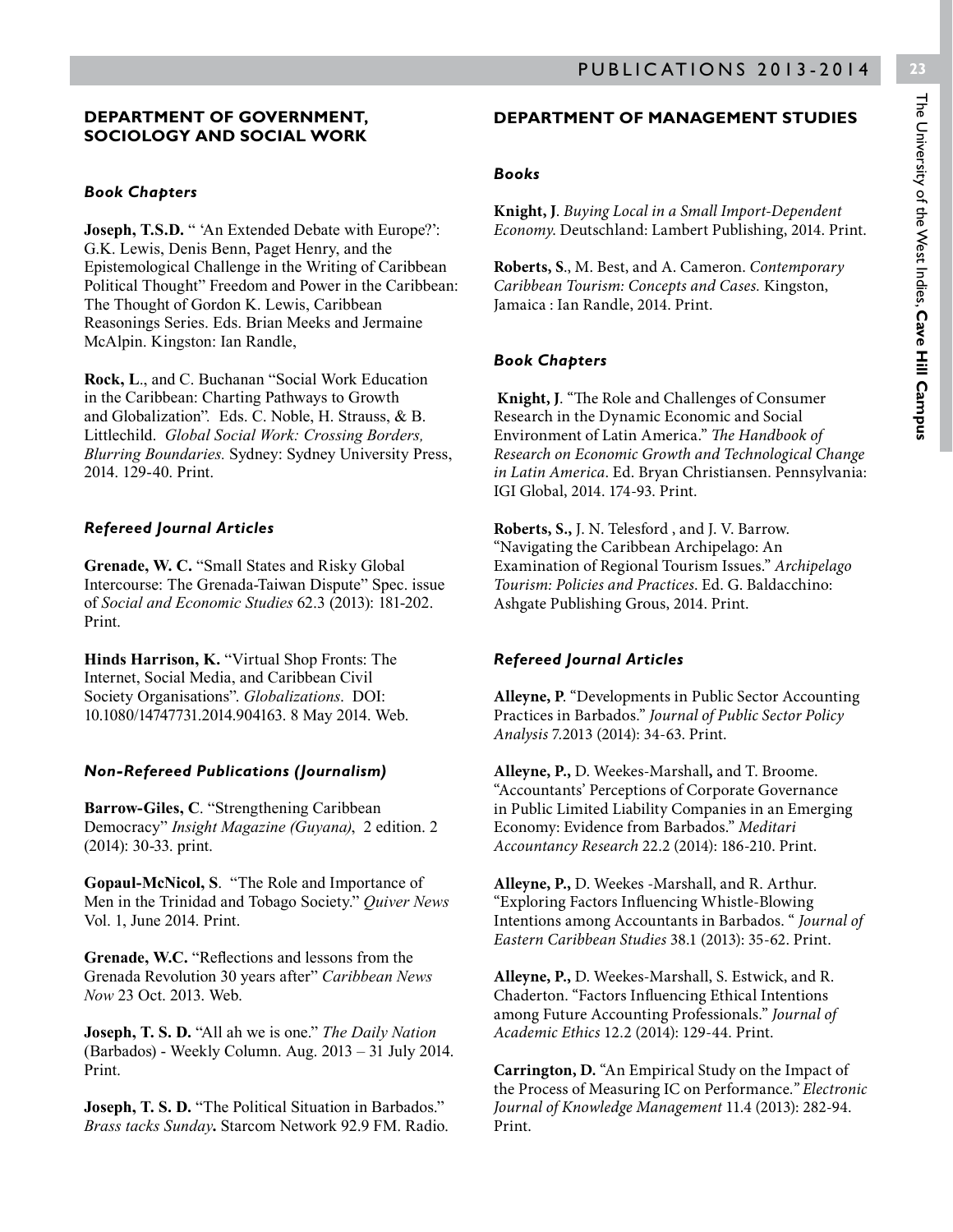## DEPARTMENT OF GOVERNMENT, SOCIOLOGY AND SOCIAL WORK

### *Book Chapters*

**Joseph, T.S.D.** " 'An Extended Debate with Europe?': G.K. Lewis, Denis Benn, Paget Henry, and the Epistemological Challenge in the Writing of Caribbean Political Thought" Freedom and Power in the Caribbean: The Thought of Gordon K. Lewis, Caribbean Reasonings Series. Eds. Brian Meeks and Jermaine McAlpin. Kingston: Ian Randle,

**Rock, L**., and C. Buchanan "Social Work Education in the Caribbean: Charting Pathways to Growth and Globalization". Eds. C. Noble, H. Strauss, & B. Littlechild. *Global Social Work: Crossing Borders, Blurring Boundaries.* Sydney: Sydney University Press, 2014. 129-40. Print.

### *Refereed Journal Articles*

**Grenade, W. C.** "Small States and Risky Global Intercourse: The Grenada-Taiwan Dispute" Spec. issue of *Social and Economic Studies* 62.3 (2013): 181-202. Print.

**Hinds Harrison, K.** "Virtual Shop Fronts: The Internet, Social Media, and Caribbean Civil Society Organisations". *Globalizations*. DOI: 10.1080/14747731.2014.904163. 8 May 2014. Web.

### *Non-Refereed Publications (Journalism)*

**Barrow-Giles, C**. "Strengthening Caribbean Democracy" *Insight Magazine (Guyana)*, 2 edition. 2 (2014): 30-33. print.

**Gopaul-McNicol, S**. "The Role and Importance of Men in the Trinidad and Tobago Society." *Quiver News* Vol. 1, June 2014. Print.

**Grenade, W.C.** "Reflections and lessons from the Grenada Revolution 30 years after" *Caribbean News Now* 23 Oct. 2013. Web.

**Joseph, T. S. D.** "All ah we is one." *The Daily Nation* (Barbados) - Weekly Column. Aug. 2013 – 31 July 2014. Print.

**Joseph, T. S. D.** "The Political Situation in Barbados." *Brass tacks Sunday***.** Starcom Network 92.9 FM. Radio.

## DEPARTMENT OF MANAGEMENT STUDIES

### *Books*

**Knight, J**. *Buying Local in a Small Import-Dependent Economy*. Deutschland: Lambert Publishing, 2014. Print.

**Roberts, S**., M. Best, and A. Cameron. *Contemporary Caribbean Tourism: Concepts and Cases.* Kingston, Jamaica : Ian Randle, 2014. Print.

### *Book Chapters*

**Knight, J**. "The Role and Challenges of Consumer Research in the Dynamic Economic and Social Environment of Latin America." *The Handbook of Research on Economic Growth and Technological Change in Latin America*. Ed. Bryan Christiansen. Pennsylvania: IGI Global, 2014. 174-93. Print.

**Roberts, S.,** J. N. Telesford , and J. V. Barrow. "Navigating the Caribbean Archipelago: An Examination of Regional Tourism Issues." *Archipelago Tourism: Policies and Practices*. Ed. G. Baldacchino: Ashgate Publishing Grous, 2014. Print.

### *Refereed Journal Articles*

**Alleyne, P**. "Developments in Public Sector Accounting Practices in Barbados." *Journal of Public Sector Policy Analysis* 7.2013 (2014): 34-63. Print.

**Alleyne, P.,** D. Weekes-Marshall**,** and T. Broome. "Accountants' Perceptions of Corporate Governance in Public Limited Liability Companies in an Emerging Economy: Evidence from Barbados." *Meditari Accountancy Research* 22.2 (2014): 186-210. Print.

**Alleyne, P.,** D. Weekes -Marshall, and R. Arthur. "Exploring Factors Influencing Whistle-Blowing Intentions among Accountants in Barbados. " *Journal of Eastern Caribbean Studies* 38.1 (2013): 35-62. Print.

**Alleyne, P.,** D. Weekes-Marshall, S. Estwick, and R. Chaderton. "Factors Influencing Ethical Intentions among Future Accounting Professionals." *Journal of Academic Ethics* 12.2 (2014): 129-44. Print.

**Carrington, D.** "An Empirical Study on the Impact of the Process of Measuring IC on Performance." *Electronic Journal of Knowledge Management* 11.4 (2013): 282-94. Print.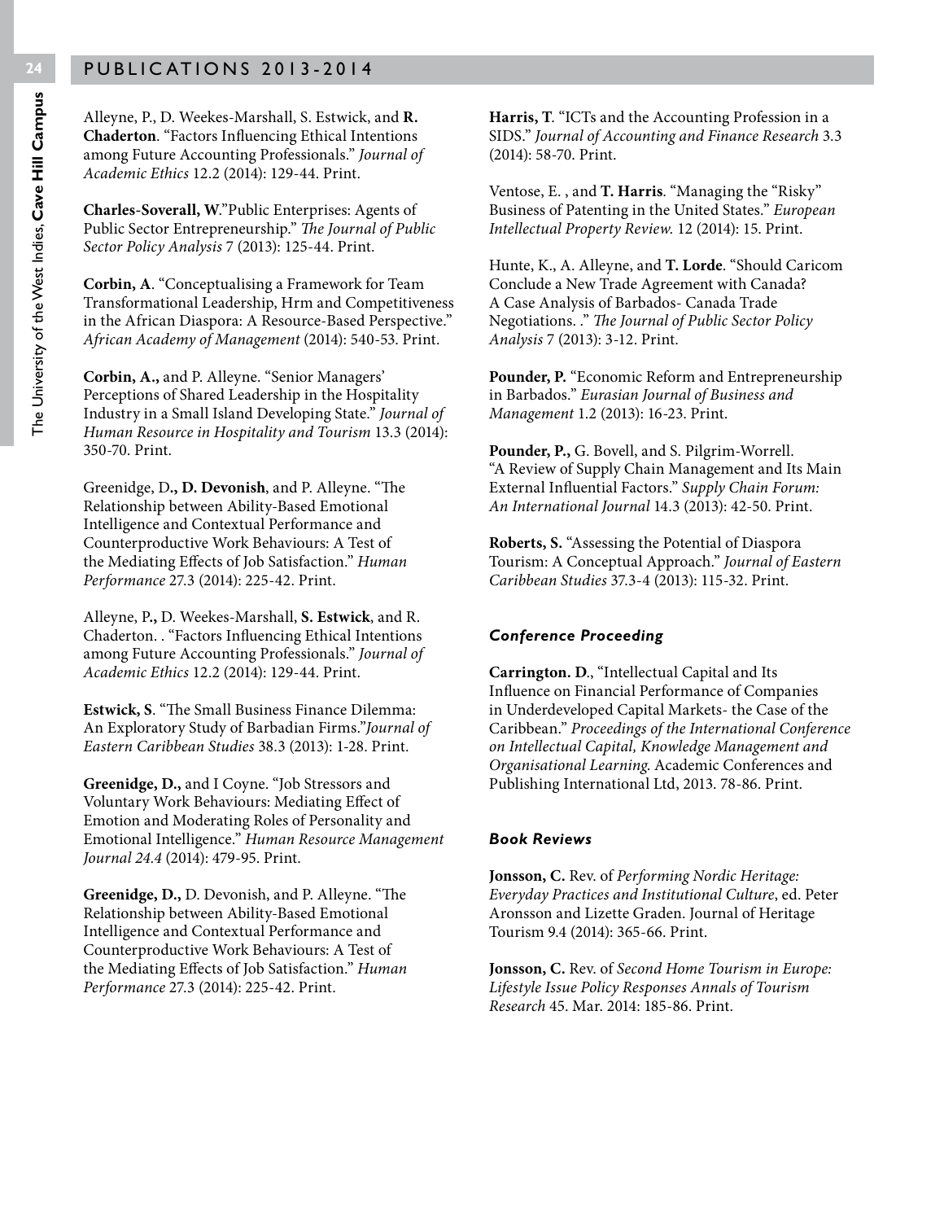Alleyne, P., D. Weekes-Marshall, S. Estwick, and **R. Chaderton**. "Factors Influencing Ethical Intentions among Future Accounting Professionals." *Journal of Academic Ethics* 12.2 (2014): 129-44. Print.

**Charles-Soverall, W**."Public Enterprises: Agents of Public Sector Entrepreneurship." *The Journal of Public Sector Policy Analysis* 7 (2013): 125-44. Print.

**Corbin, A**. "Conceptualising a Framework for Team Transformational Leadership, Hrm and Competitiveness in the African Diaspora: A Resource-Based Perspective." *African Academy of Management* (2014): 540-53. Print.

**Corbin, A.,** and P. Alleyne. "Senior Managers' Perceptions of Shared Leadership in the Hospitality Industry in a Small Island Developing State." *Journal of Human Resource in Hospitality and Tourism* 13.3 (2014): 350-70. Print.

Greenidge, D**., D. Devonish**, and P. Alleyne. "The Relationship between Ability-Based Emotional Intelligence and Contextual Performance and Counterproductive Work Behaviours: A Test of the Mediating Effects of Job Satisfaction." *Human Performance* 27.3 (2014): 225-42. Print.

Alleyne, P**.,** D. Weekes-Marshall, **S. Estwick**, and R. Chaderton. . "Factors Influencing Ethical Intentions among Future Accounting Professionals." *Journal of Academic Ethics* 12.2 (2014): 129-44. Print.

**Estwick, S**. "The Small Business Finance Dilemma: An Exploratory Study of Barbadian Firms."*Journal of Eastern Caribbean Studies* 38.3 (2013): 1-28. Print.

**Greenidge, D.,** and I Coyne. "Job Stressors and Voluntary Work Behaviours: Mediating Effect of Emotion and Moderating Roles of Personality and Emotional Intelligence." *Human Resource Management Journal 24.4* (2014): 479-95. Print.

**Greenidge, D.,** D. Devonish, and P. Alleyne. "The Relationship between Ability-Based Emotional Intelligence and Contextual Performance and Counterproductive Work Behaviours: A Test of the Mediating Effects of Job Satisfaction." *Human Performance* 27.3 (2014): 225-42. Print.

**Harris, T**. "ICTs and the Accounting Profession in a SIDS." *Journal of Accounting and Finance Research* 3.3 (2014): 58-70. Print.

Ventose, E. , and **T. Harris**. "Managing the "Risky" Business of Patenting in the United States." *European Intellectual Property Review.* 12 (2014): 15. Print.

Hunte, K., A. Alleyne, and **T. Lorde**. "Should Caricom Conclude a New Trade Agreement with Canada? A Case Analysis of Barbados- Canada Trade Negotiations. ." *The Journal of Public Sector Policy Analysis* 7 (2013): 3-12. Print.

**Pounder, P.** "Economic Reform and Entrepreneurship in Barbados." *Eurasian Journal of Business and Management* 1.2 (2013): 16-23. Print.

**Pounder, P.,** G. Bovell, and S. Pilgrim-Worrell. "A Review of Supply Chain Management and Its Main External Influential Factors." *Supply Chain Forum: An International Journal* 14.3 (2013): 42-50. Print.

**Roberts, S.** "Assessing the Potential of Diaspora Tourism: A Conceptual Approach." *Journal of Eastern Caribbean Studies* 37.3-4 (2013): 115-32. Print.

### *Conference Proceeding*

**Carrington. D**., "Intellectual Capital and Its Influence on Financial Performance of Companies in Underdeveloped Capital Markets- the Case of the Caribbean." *Proceedings of the International Conference on Intellectual Capital, Knowledge Management and Organisational Learning.* Academic Conferences and Publishing International Ltd, 2013. 78-86. Print.

### *Book Reviews*

**Jonsson, C.** Rev. of *Performing Nordic Heritage: Everyday Practices and Institutional Culture*, ed. Peter Aronsson and Lizette Graden. Journal of Heritage Tourism 9.4 (2014): 365-66. Print.

**Jonsson, C.** Rev. of *Second Home Tourism in Europe: Lifestyle Issue Policy Responses Annals of Tourism Research* 45. Mar. 2014: 185-86. Print.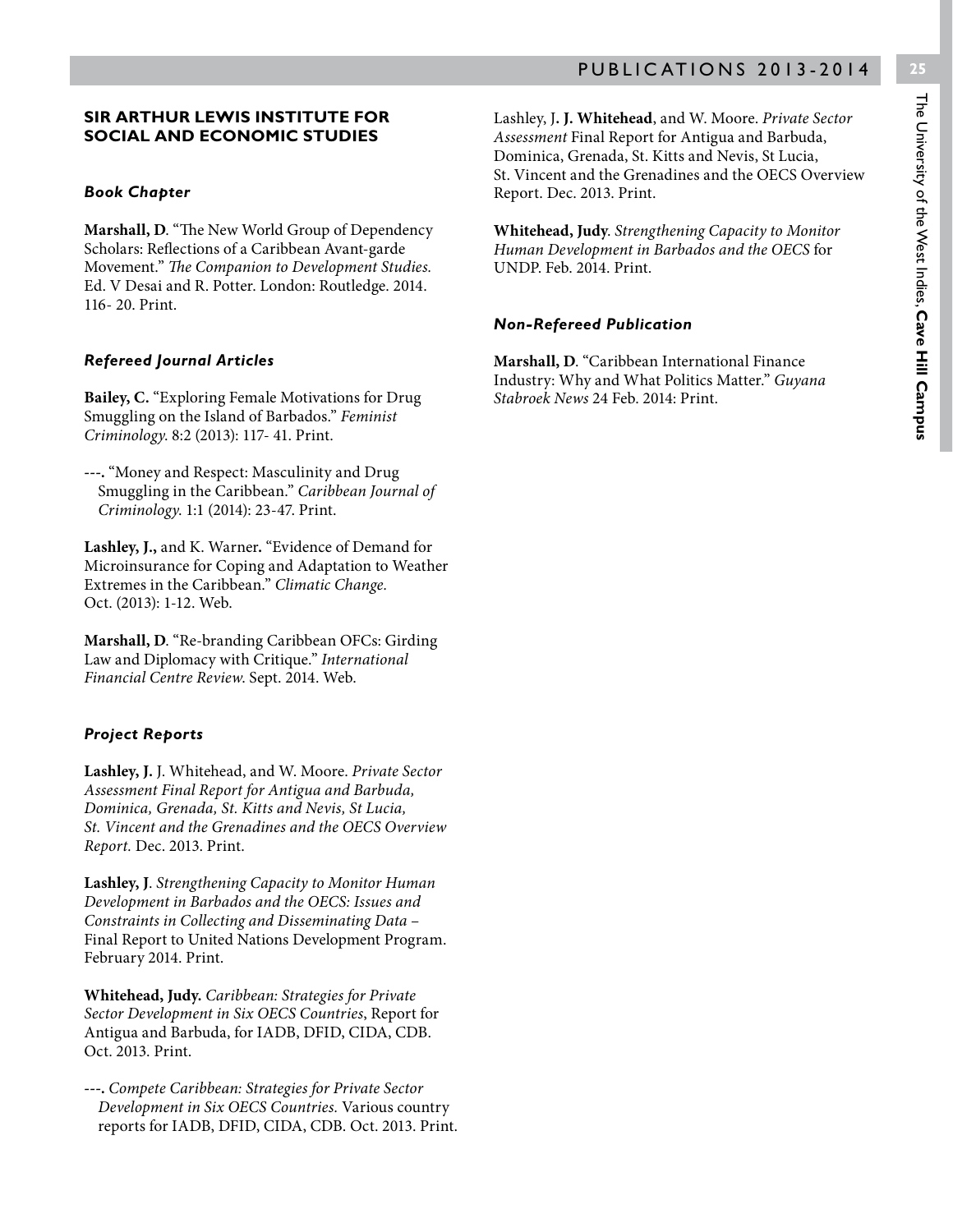## SIR ARTHUR LEWIS INSTITUTE FOR SOCIAL AND ECONOMIC STUDIES

### *Book Chapter*

**Marshall, D**. "The New World Group of Dependency Scholars: Reflections of a Caribbean Avant-garde Movement." *The Companion to Development Studies.* Ed. V Desai and R. Potter. London: Routledge. 2014. 116- 20. Print.

### *Refereed Journal Articles*

**Bailey, C.** "Exploring Female Motivations for Drug Smuggling on the Island of Barbados." *Feminist Criminology.* 8:2 (2013): 117- 41. Print.

---. "Money and Respect: Masculinity and Drug Smuggling in the Caribbean." *Caribbean Journal of Criminology.* 1:1 (2014): 23-47. Print.

**Lashley, J.,** and K. Warner**.** "Evidence of Demand for Microinsurance for Coping and Adaptation to Weather Extremes in the Caribbean." *Climatic Change.* Oct. (2013): 1-12. Web.

**Marshall, D**. "Re-branding Caribbean OFCs: Girding Law and Diplomacy with Critique." *International Financial Centre Review*. Sept. 2014. Web.

### *Project Reports*

**Lashley, J.** J. Whitehead, and W. Moore. *Private Sector Assessment Final Report for Antigua and Barbuda, Dominica, Grenada, St. Kitts and Nevis, St Lucia, St. Vincent and the Grenadines and the OECS Overview Report.* Dec. 2013. Print.

**Lashley, J**. *Strengthening Capacity to Monitor Human Development in Barbados and the OECS: Issues and Constraints in Collecting and Disseminating Data* – Final Report to United Nations Development Program. February 2014. Print.

**Whitehead, Judy.** *Caribbean: Strategies for Private Sector Development in Six OECS Countries*, Report for Antigua and Barbuda, for IADB, DFID, CIDA, CDB. Oct. 2013. Print.

---. *Compete Caribbean: Strategies for Private Sector Development in Six OECS Countries.* Various country reports for IADB, DFID, CIDA, CDB. Oct. 2013. Print.

Lashley, J**. J. Whitehead**, and W. Moore. *Private Sector Assessment* Final Report for Antigua and Barbuda, Dominica, Grenada, St. Kitts and Nevis, St Lucia, St. Vincent and the Grenadines and the OECS Overview Report. Dec. 2013. Print.

**Whitehead, Judy**. *Strengthening Capacity to Monitor Human Development in Barbados and the OECS* for UNDP. Feb. 2014. Print.

### *Non-Refereed Publication*

**Marshall, D**. "Caribbean International Finance Industry: Why and What Politics Matter." *Guyana Stabroek News* 24 Feb. 2014: Print.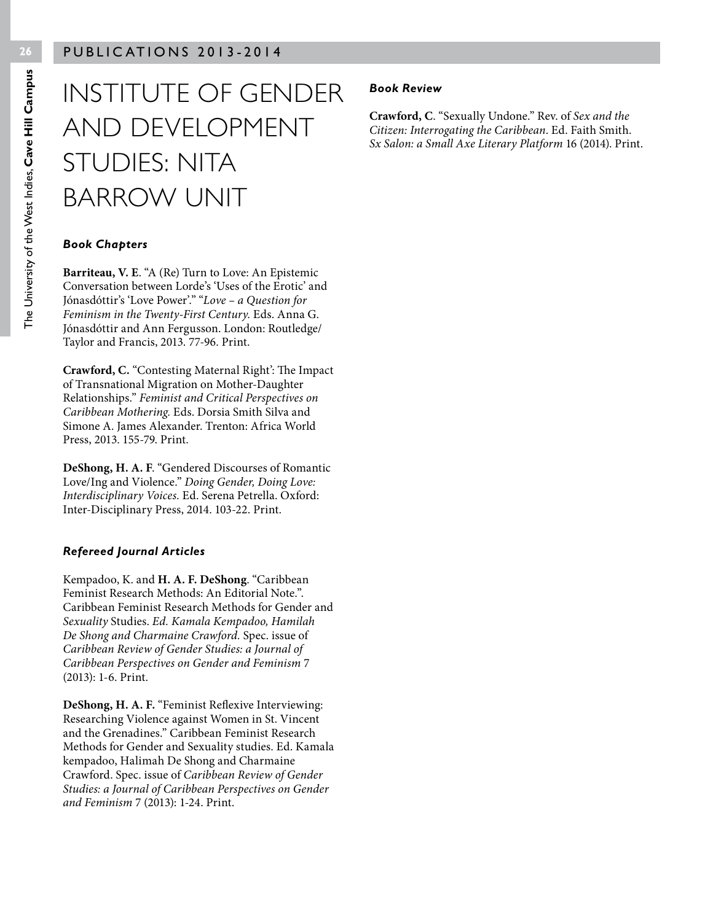# INSTITUTE OF GENDER AND DEVELOPMENT STUDIES: NITA BARROW UNIT

### *Book Chapters*

**Barriteau, V. E**. "A (Re) Turn to Love: An Epistemic Conversation between Lorde's 'Uses of the Erotic' and Jónasdóttir's 'Love Power'." "*Love – a Question for Feminism in the Twenty-First Century.* Eds. Anna G. Jónasdóttir and Ann Fergusson. London: Routledge/ Taylor and Francis, 2013. 77-96. Print.

**Crawford, C.** "Contesting Maternal Right': The Impact of Transnational Migration on Mother-Daughter Relationships." *Feminist and Critical Perspectives on Caribbean Mothering.* Eds. Dorsia Smith Silva and Simone A. James Alexander. Trenton: Africa World Press, 2013. 155-79. Print.

**DeShong, H. A. F**. "Gendered Discourses of Romantic Love/Ing and Violence." *Doing Gender, Doing Love: Interdisciplinary Voices.* Ed. Serena Petrella. Oxford: Inter-Disciplinary Press, 2014. 103-22. Print.

### *Refereed Journal Articles*

Kempadoo, K. and **H. A. F. DeShong**. "Caribbean Feminist Research Methods: An Editorial Note.". Caribbean Feminist Research Methods for Gender and *Sexuality* Studies. *Ed. Kamala Kempadoo, Hamilah De Shong and Charmaine Crawford.* Spec. issue of *Caribbean Review of Gender Studies: a Journal of Caribbean Perspectives on Gender and Feminism* 7 (2013): 1-6. Print.

**DeShong, H. A. F.** "Feminist Reflexive Interviewing: Researching Violence against Women in St. Vincent and the Grenadines." Caribbean Feminist Research Methods for Gender and Sexuality studies. Ed. Kamala kempadoo, Halimah De Shong and Charmaine Crawford. Spec. issue of *Caribbean Review of Gender Studies: a Journal of Caribbean Perspectives on Gender and Feminism* 7 (2013): 1-24. Print.

### *Book Review*

**Crawford, C**. "Sexually Undone." Rev. of *Sex and the Citizen: Interrogating the Caribbean*. Ed. Faith Smith. *Sx Salon: a Small Axe Literary Platform* 16 (2014). Print.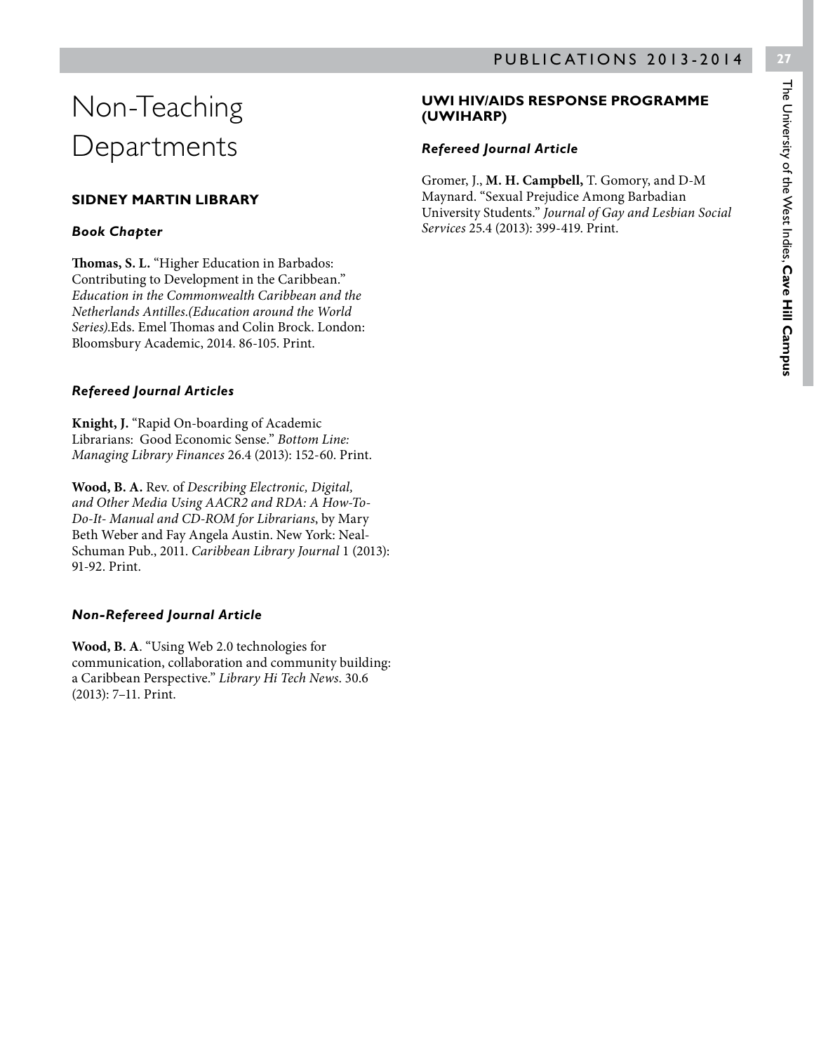# Non-Teaching Departments

## SIDNEY MARTIN LIBRARY

### *Book Chapter*

**Thomas, S. L.** "Higher Education in Barbados: Contributing to Development in the Caribbean." *Education in the Commonwealth Caribbean and the Netherlands Antilles.(Education around the World Series).*Eds. Emel Thomas and Colin Brock. London: Bloomsbury Academic, 2014. 86-105. Print.

### *Refereed Journal Articles*

**Knight, J.** "Rapid On-boarding of Academic Librarians: Good Economic Sense." *Bottom Line: Managing Library Finances* 26.4 (2013): 152-60. Print.

**Wood, B. A.** Rev. of *Describing Electronic, Digital, and Other Media Using AACR2 and RDA: A How-To-Do-It- Manual and CD-ROM for Librarians*, by Mary Beth Weber and Fay Angela Austin. New York: Neal-Schuman Pub., 2011. *Caribbean Library Journal* 1 (2013): 91-92. Print.

### *Non-Refereed Journal Article*

**Wood, B. A**. "Using Web 2.0 technologies for communication, collaboration and community building: a Caribbean Perspective." *Library Hi Tech News*. 30.6 (2013): 7–11. Print.

## UWI HIV/AIDS RESPONSE PROGRAMME (UWIHARP)

### *Refereed Journal Article*

Gromer, J., **M. H. Campbell,** T. Gomory, and D-M Maynard. "Sexual Prejudice Among Barbadian University Students." *Journal of Gay and Lesbian Social Services* 25.4 (2013): 399-419. Print.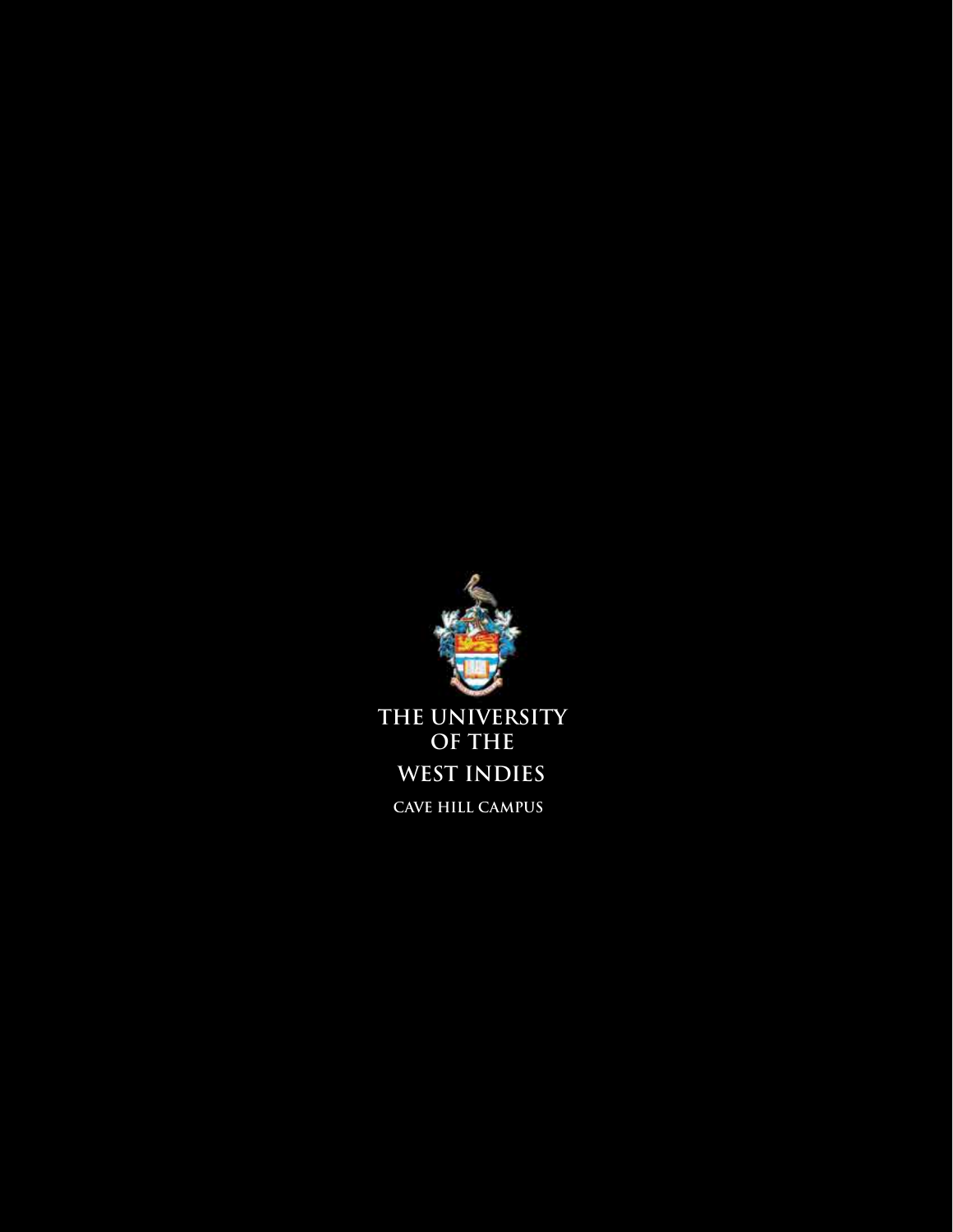THE UNIVERSITY
OF THE
WEST INDIES

CAVE HILL CAMPUS